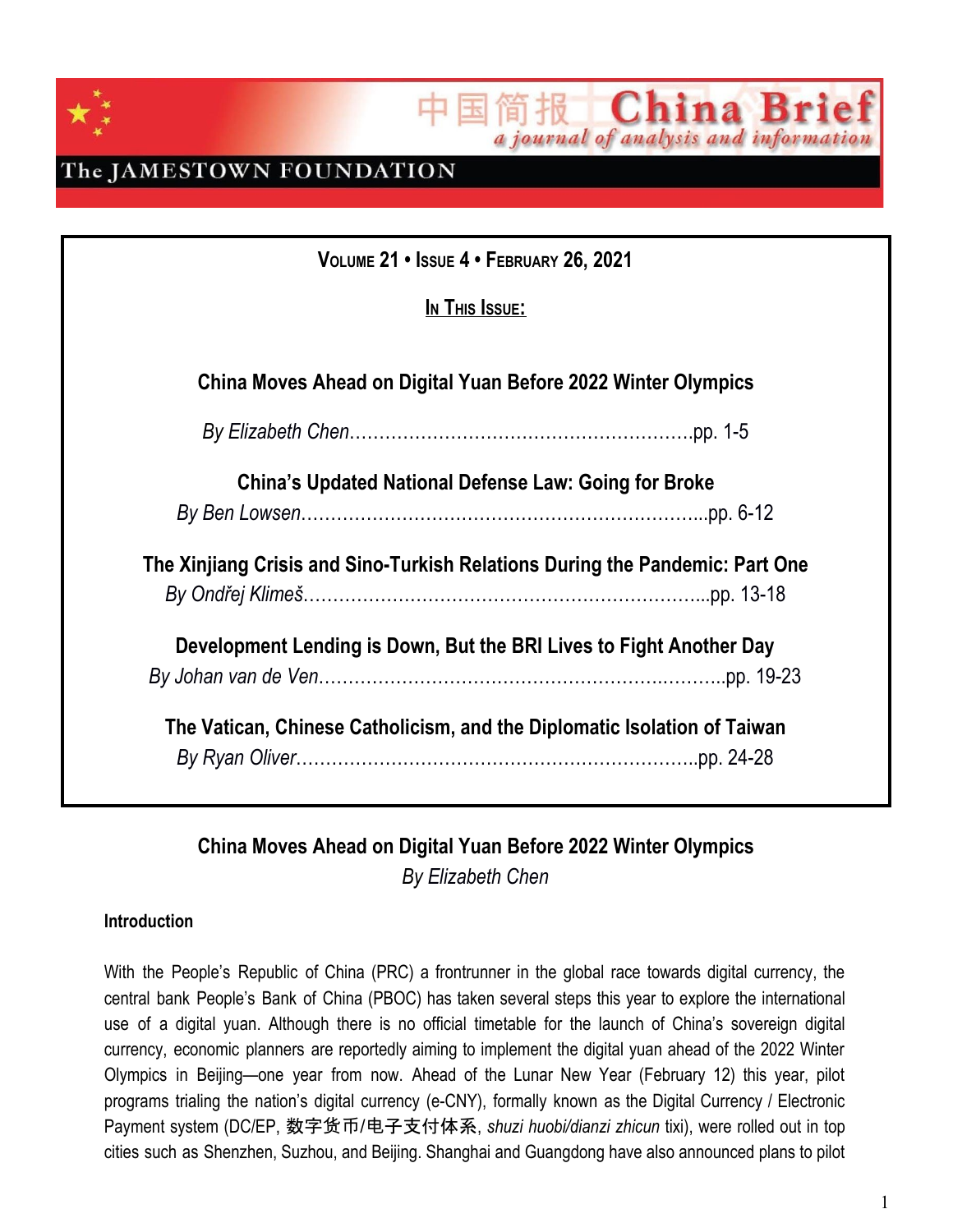# China Brief

中国简报 China Brief — a journal of analysis and information

The JAMESTOWN FOUNDATION

**Volume 21 • Issue 4 • February 26, 2021**

**In This Issue:**

**China Moves Ahead on Digital Yuan Before 2022 Winter Olympics**
*By Elizabeth Chen*……………………………………………………pp. 1-5

**China's Updated National Defense Law: Going for Broke**
*By Ben Lowsen*……………………………………………………………pp. 6-12

**The Xinjiang Crisis and Sino-Turkish Relations During the Pandemic: Part One**
*By Ondřej Klimeš*…………………………………………………………pp. 13-18

**Development Lending is Down, But the BRI Lives to Fight Another Day**
*By Johan van de Ven*……………………………………………………pp. 19-23

**The Vatican, Chinese Catholicism, and the Diplomatic Isolation of Taiwan**
*By Ryan Oliver*……………………………………………………………pp. 24-28

## China Moves Ahead on Digital Yuan Before 2022 Winter Olympics

*By Elizabeth Chen*

### Introduction

With the People's Republic of China (PRC) a frontrunner in the global race towards digital currency, the central bank People's Bank of China (PBOC) has taken several steps this year to explore the international use of a digital yuan. Although there is no official timetable for the launch of China's sovereign digital currency, economic planners are reportedly aiming to implement the digital yuan ahead of the 2022 Winter Olympics in Beijing—one year from now. Ahead of the Lunar New Year (February 12) this year, pilot programs trialing the nation's digital currency (e-CNY), formally known as the Digital Currency / Electronic Payment system (DC/EP, 数字货币/电子支付体系, *shuzi huobi/dianzi zhicun* tixi), were rolled out in top cities such as Shenzhen, Suzhou, and Beijing. Shanghai and Guangdong have also announced plans to pilot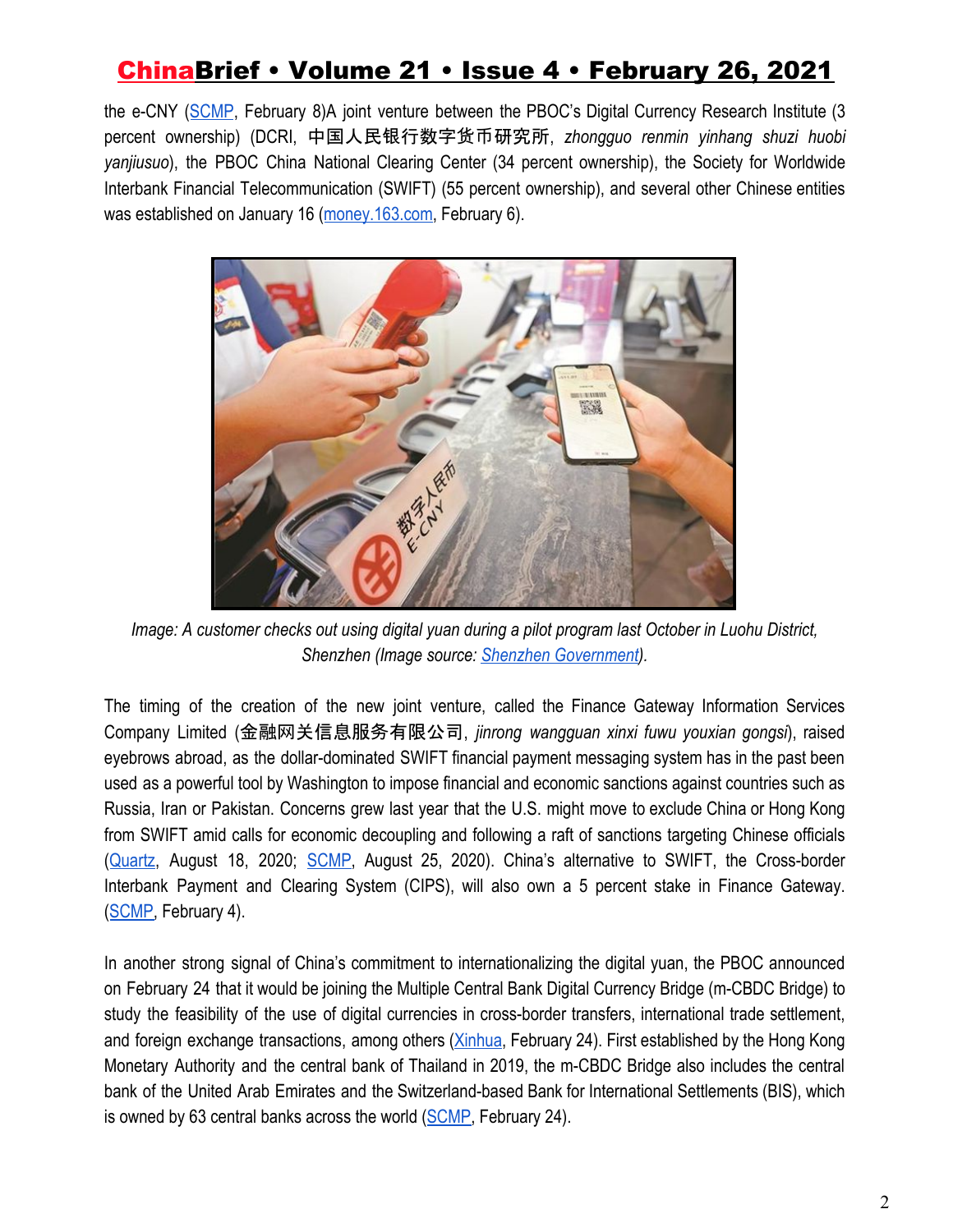the e-CNY (SCMP, February 8)A joint venture between the PBOC's Digital Currency Research Institute (3 percent ownership) (DCRI, 中国人民银行数字货币研究所, *zhongguo renmin yinhang shuzi huobi yanjiusuo*), the PBOC China National Clearing Center (34 percent ownership), the Society for Worldwide Interbank Financial Telecommunication (SWIFT) (55 percent ownership), and several other Chinese entities was established on January 16 (money.163.com, February 6).

*Image: A customer checks out using digital yuan during a pilot program last October in Luohu District, Shenzhen (Image source: Shenzhen Government).*

The timing of the creation of the new joint venture, called the Finance Gateway Information Services Company Limited (金融网关信息服务有限公司, *jinrong wangguan xinxi fuwu youxian gongsi*), raised eyebrows abroad, as the dollar-dominated SWIFT financial payment messaging system has in the past been used as a powerful tool by Washington to impose financial and economic sanctions against countries such as Russia, Iran or Pakistan. Concerns grew last year that the U.S. might move to exclude China or Hong Kong from SWIFT amid calls for economic decoupling and following a raft of sanctions targeting Chinese officials (Quartz, August 18, 2020; SCMP, August 25, 2020). China's alternative to SWIFT, the Cross-border Interbank Payment and Clearing System (CIPS), will also own a 5 percent stake in Finance Gateway. (SCMP, February 4).

In another strong signal of China's commitment to internationalizing the digital yuan, the PBOC announced on February 24 that it would be joining the Multiple Central Bank Digital Currency Bridge (m-CBDC Bridge) to study the feasibility of the use of digital currencies in cross-border transfers, international trade settlement, and foreign exchange transactions, among others (Xinhua, February 24). First established by the Hong Kong Monetary Authority and the central bank of Thailand in 2019, the m-CBDC Bridge also includes the central bank of the United Arab Emirates and the Switzerland-based Bank for International Settlements (BIS), which is owned by 63 central banks across the world (SCMP, February 24).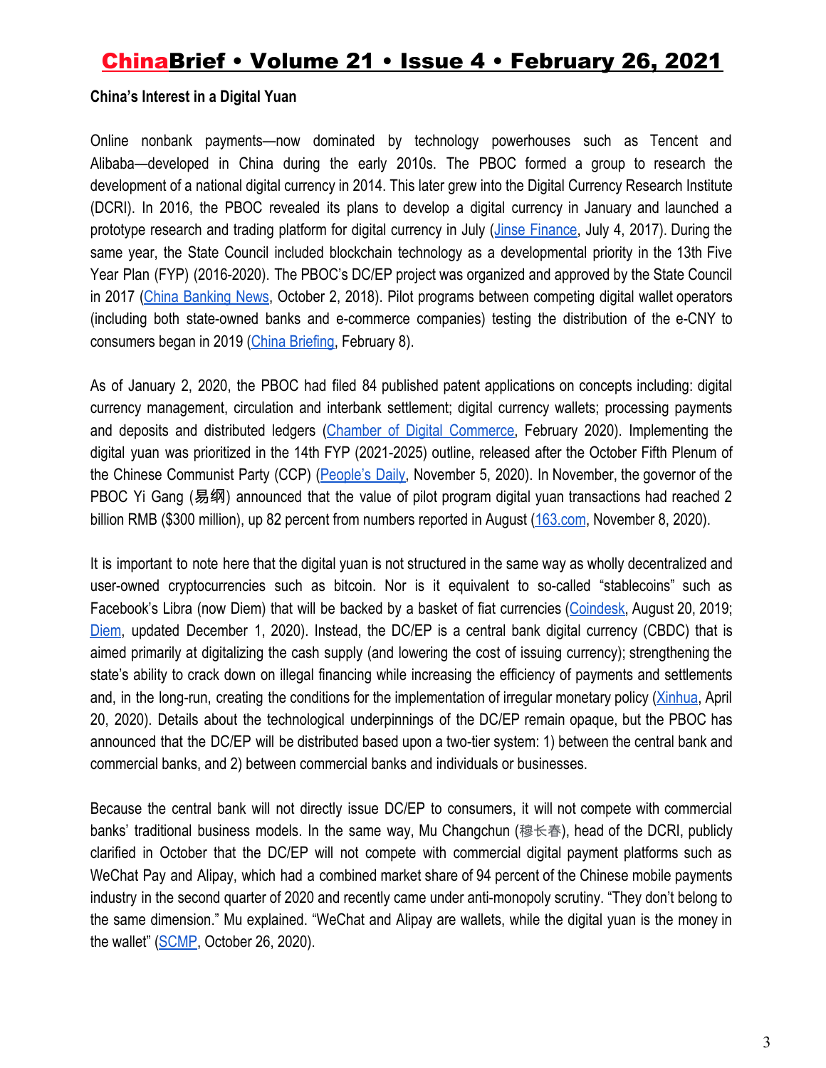**China's Interest in a Digital Yuan**

Online nonbank payments—now dominated by technology powerhouses such as Tencent and Alibaba—developed in China during the early 2010s. The PBOC formed a group to research the development of a national digital currency in 2014. This later grew into the Digital Currency Research Institute (DCRI). In 2016, the PBOC revealed its plans to develop a digital currency in January and launched a prototype research and trading platform for digital currency in July (Jinse Finance, July 4, 2017). During the same year, the State Council included blockchain technology as a developmental priority in the 13th Five Year Plan (FYP) (2016-2020). The PBOC's DC/EP project was organized and approved by the State Council in 2017 (China Banking News, October 2, 2018). Pilot programs between competing digital wallet operators (including both state-owned banks and e-commerce companies) testing the distribution of the e-CNY to consumers began in 2019 (China Briefing, February 8).

As of January 2, 2020, the PBOC had filed 84 published patent applications on concepts including: digital currency management, circulation and interbank settlement; digital currency wallets; processing payments and deposits and distributed ledgers (Chamber of Digital Commerce, February 2020). Implementing the digital yuan was prioritized in the 14th FYP (2021-2025) outline, released after the October Fifth Plenum of the Chinese Communist Party (CCP) (People's Daily, November 5, 2020). In November, the governor of the PBOC Yi Gang (易纲) announced that the value of pilot program digital yuan transactions had reached 2 billion RMB ($300 million), up 82 percent from numbers reported in August (163.com, November 8, 2020).

It is important to note here that the digital yuan is not structured in the same way as wholly decentralized and user-owned cryptocurrencies such as bitcoin. Nor is it equivalent to so-called "stablecoins" such as Facebook's Libra (now Diem) that will be backed by a basket of fiat currencies (Coindesk, August 20, 2019; Diem, updated December 1, 2020). Instead, the DC/EP is a central bank digital currency (CBDC) that is aimed primarily at digitalizing the cash supply (and lowering the cost of issuing currency); strengthening the state's ability to crack down on illegal financing while increasing the efficiency of payments and settlements and, in the long-run, creating the conditions for the implementation of irregular monetary policy (Xinhua, April 20, 2020). Details about the technological underpinnings of the DC/EP remain opaque, but the PBOC has announced that the DC/EP will be distributed based upon a two-tier system: 1) between the central bank and commercial banks, and 2) between commercial banks and individuals or businesses.

Because the central bank will not directly issue DC/EP to consumers, it will not compete with commercial banks' traditional business models. In the same way, Mu Changchun (穆长春), head of the DCRI, publicly clarified in October that the DC/EP will not compete with commercial digital payment platforms such as WeChat Pay and Alipay, which had a combined market share of 94 percent of the Chinese mobile payments industry in the second quarter of 2020 and recently came under anti-monopoly scrutiny. "They don't belong to the same dimension." Mu explained. "WeChat and Alipay are wallets, while the digital yuan is the money in the wallet" (SCMP, October 26, 2020).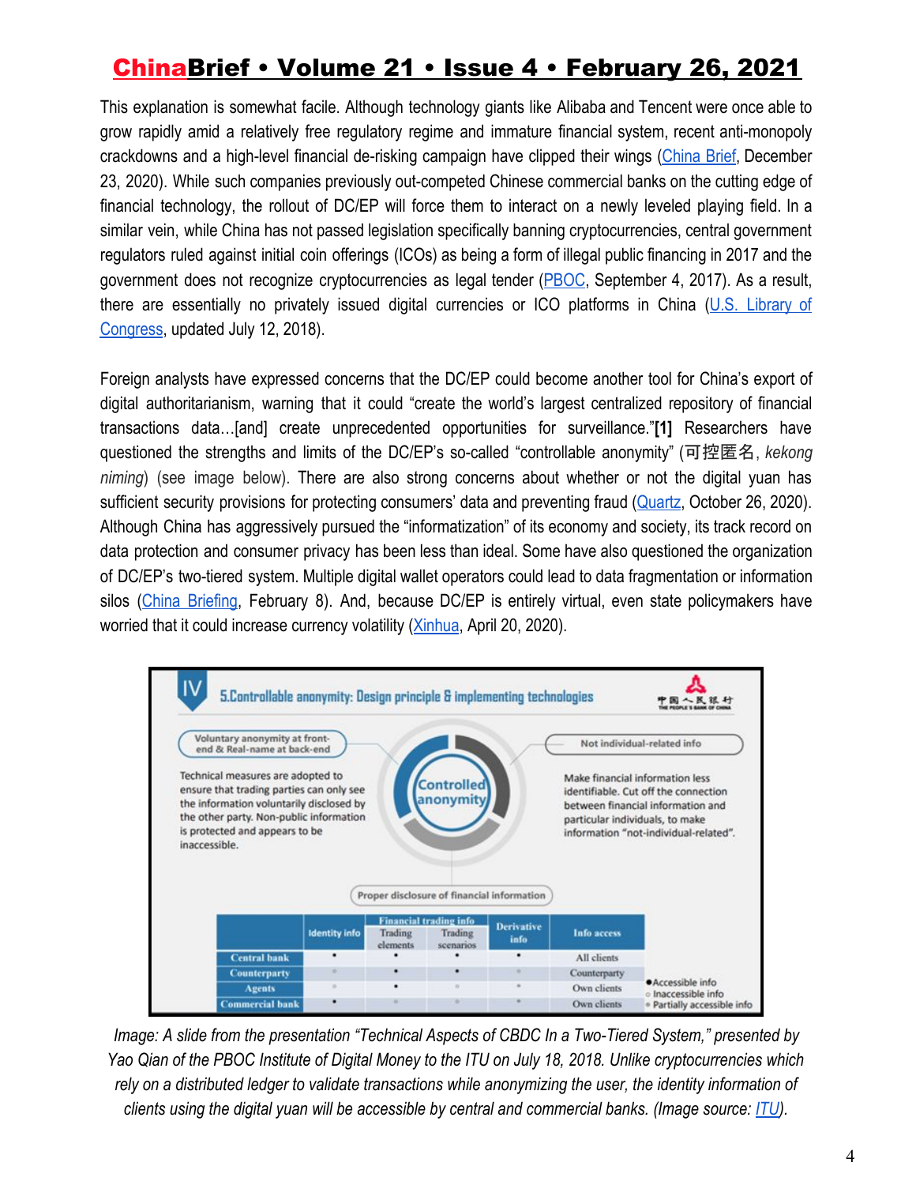This explanation is somewhat facile. Although technology giants like Alibaba and Tencent were once able to grow rapidly amid a relatively free regulatory regime and immature financial system, recent anti-monopoly crackdowns and a high-level financial de-risking campaign have clipped their wings (China Brief, December 23, 2020). While such companies previously out-competed Chinese commercial banks on the cutting edge of financial technology, the rollout of DC/EP will force them to interact on a newly leveled playing field. In a similar vein, while China has not passed legislation specifically banning cryptocurrencies, central government regulators ruled against initial coin offerings (ICOs) as being a form of illegal public financing in 2017 and the government does not recognize cryptocurrencies as legal tender (PBOC, September 4, 2017). As a result, there are essentially no privately issued digital currencies or ICO platforms in China (U.S. Library of Congress, updated July 12, 2018).

Foreign analysts have expressed concerns that the DC/EP could become another tool for China's export of digital authoritarianism, warning that it could "create the world's largest centralized repository of financial transactions data…[and] create unprecedented opportunities for surveillance."**[1]** Researchers have questioned the strengths and limits of the DC/EP's so-called "controllable anonymity" (可控匿名, *kekong niming*) (see image below). There are also strong concerns about whether or not the digital yuan has sufficient security provisions for protecting consumers' data and preventing fraud (Quartz, October 26, 2020). Although China has aggressively pursued the "informatization" of its economy and society, its track record on data protection and consumer privacy has been less than ideal. Some have also questioned the organization of DC/EP's two-tiered system. Multiple digital wallet operators could lead to data fragmentation or information silos (China Briefing, February 8). And, because DC/EP is entirely virtual, even state policymakers have worried that it could increase currency volatility (Xinhua, April 20, 2020).

*Image: A slide from the presentation "Technical Aspects of CBDC In a Two-Tiered System," presented by Yao Qian of the PBOC Institute of Digital Money to the ITU on July 18, 2018. Unlike cryptocurrencies which rely on a distributed ledger to validate transactions while anonymizing the user, the identity information of clients using the digital yuan will be accessible by central and commercial banks. (Image source: ITU).*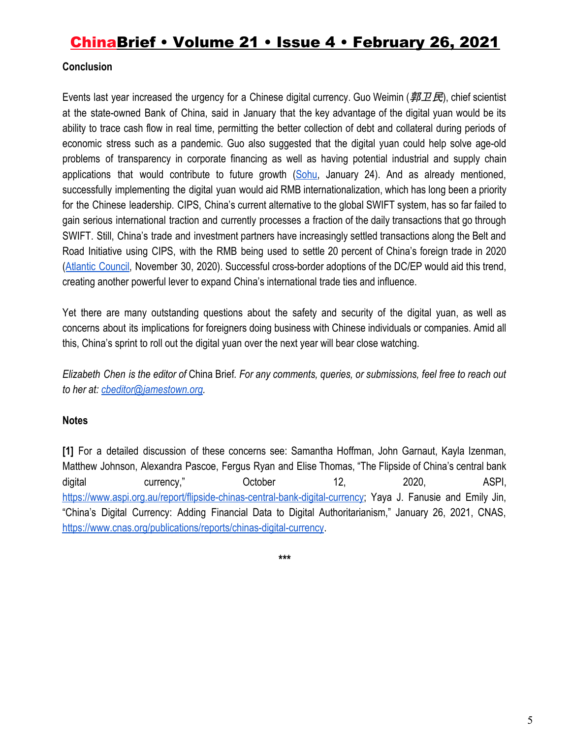### Conclusion

Events last year increased the urgency for a Chinese digital currency. Guo Weimin (郭卫民), chief scientist at the state-owned Bank of China, said in January that the key advantage of the digital yuan would be its ability to trace cash flow in real time, permitting the better collection of debt and collateral during periods of economic stress such as a pandemic. Guo also suggested that the digital yuan could help solve age-old problems of transparency in corporate financing as well as having potential industrial and supply chain applications that would contribute to future growth ([Sohu](), January 24). And as already mentioned, successfully implementing the digital yuan would aid RMB internationalization, which has long been a priority for the Chinese leadership. CIPS, China's current alternative to the global SWIFT system, has so far failed to gain serious international traction and currently processes a fraction of the daily transactions that go through SWIFT. Still, China's trade and investment partners have increasingly settled transactions along the Belt and Road Initiative using CIPS, with the RMB being used to settle 20 percent of China's foreign trade in 2020 ([Atlantic Council](), November 30, 2020). Successful cross-border adoptions of the DC/EP would aid this trend, creating another powerful lever to expand China's international trade ties and influence.

Yet there are many outstanding questions about the safety and security of the digital yuan, as well as concerns about its implications for foreigners doing business with Chinese individuals or companies. Amid all this, China's sprint to roll out the digital yuan over the next year will bear close watching.

*Elizabeth Chen is the editor of* China Brief. *For any comments, queries, or submissions, feel free to reach out to her at: [cbeditor@jamestown.org](mailto:cbeditor@jamestown.org).*

### Notes

**[1]** For a detailed discussion of these concerns see: Samantha Hoffman, John Garnaut, Kayla Izenman, Matthew Johnson, Alexandra Pascoe, Fergus Ryan and Elise Thomas, "The Flipside of China's central bank digital currency," October 12, 2020, ASPI, https://www.aspi.org.au/report/flipside-chinas-central-bank-digital-currency; Yaya J. Fanusie and Emily Jin, "China's Digital Currency: Adding Financial Data to Digital Authoritarianism," January 26, 2021, CNAS, https://www.cnas.org/publications/reports/chinas-digital-currency.

***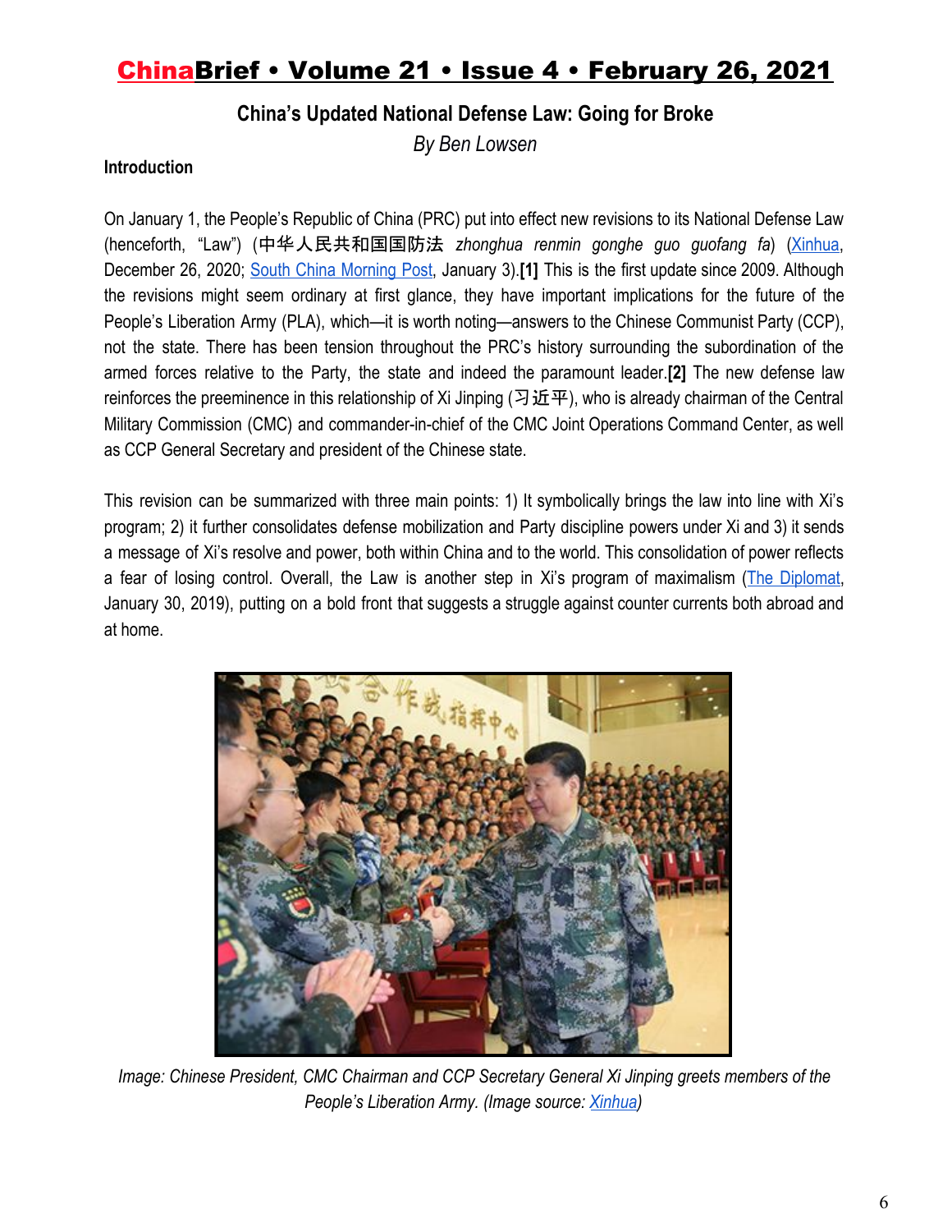## China's Updated National Defense Law: Going for Broke

*By Ben Lowsen*

### Introduction

On January 1, the People's Republic of China (PRC) put into effect new revisions to its National Defense Law (henceforth, "Law") (中华人民共和国国防法 *zhonghua renmin gonghe guo guofang fa*) (Xinhua, December 26, 2020; South China Morning Post, January 3).**[1]** This is the first update since 2009. Although the revisions might seem ordinary at first glance, they have important implications for the future of the People's Liberation Army (PLA), which—it is worth noting—answers to the Chinese Communist Party (CCP), not the state. There has been tension throughout the PRC's history surrounding the subordination of the armed forces relative to the Party, the state and indeed the paramount leader.**[2]** The new defense law reinforces the preeminence in this relationship of Xi Jinping (习近平), who is already chairman of the Central Military Commission (CMC) and commander-in-chief of the CMC Joint Operations Command Center, as well as CCP General Secretary and president of the Chinese state.

This revision can be summarized with three main points: 1) It symbolically brings the law into line with Xi's program; 2) it further consolidates defense mobilization and Party discipline powers under Xi and 3) it sends a message of Xi's resolve and power, both within China and to the world. This consolidation of power reflects a fear of losing control. Overall, the Law is another step in Xi's program of maximalism (The Diplomat, January 30, 2019), putting on a bold front that suggests a struggle against counter currents both abroad and at home.

*Image: Chinese President, CMC Chairman and CCP Secretary General Xi Jinping greets members of the People's Liberation Army. (Image source: Xinhua)*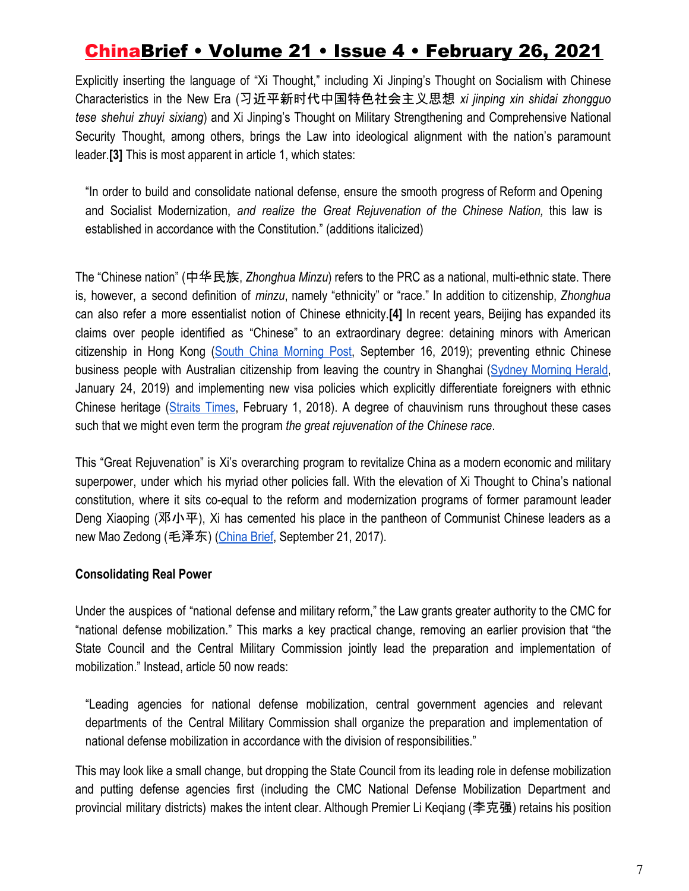Explicitly inserting the language of "Xi Thought," including Xi Jinping's Thought on Socialism with Chinese Characteristics in the New Era (习近平新时代中国特色社会主义思想 *xi jinping xin shidai zhongguo tese shehui zhuyi sixiang*) and Xi Jinping's Thought on Military Strengthening and Comprehensive National Security Thought, among others, brings the Law into ideological alignment with the nation's paramount leader.**[3]** This is most apparent in article 1, which states:

> "In order to build and consolidate national defense, ensure the smooth progress of Reform and Opening and Socialist Modernization, *and realize the Great Rejuvenation of the Chinese Nation,* this law is established in accordance with the Constitution." (additions italicized)

The "Chinese nation" (中华民族, *Zhonghua Minzu*) refers to the PRC as a national, multi-ethnic state. There is, however, a second definition of *minzu*, namely "ethnicity" or "race." In addition to citizenship, *Zhonghua* can also refer a more essentialist notion of Chinese ethnicity.**[4]** In recent years, Beijing has expanded its claims over people identified as "Chinese" to an extraordinary degree: detaining minors with American citizenship in Hong Kong (South China Morning Post, September 16, 2019); preventing ethnic Chinese business people with Australian citizenship from leaving the country in Shanghai (Sydney Morning Herald, January 24, 2019) and implementing new visa policies which explicitly differentiate foreigners with ethnic Chinese heritage (Straits Times, February 1, 2018). A degree of chauvinism runs throughout these cases such that we might even term the program *the great rejuvenation of the Chinese race*.

This "Great Rejuvenation" is Xi's overarching program to revitalize China as a modern economic and military superpower, under which his myriad other policies fall. With the elevation of Xi Thought to China's national constitution, where it sits co-equal to the reform and modernization programs of former paramount leader Deng Xiaoping (邓小平), Xi has cemented his place in the pantheon of Communist Chinese leaders as a new Mao Zedong (毛泽东) (China Brief, September 21, 2017).

**Consolidating Real Power**

Under the auspices of "national defense and military reform," the Law grants greater authority to the CMC for "national defense mobilization." This marks a key practical change, removing an earlier provision that "the State Council and the Central Military Commission jointly lead the preparation and implementation of mobilization." Instead, article 50 now reads:

> "Leading agencies for national defense mobilization, central government agencies and relevant departments of the Central Military Commission shall organize the preparation and implementation of national defense mobilization in accordance with the division of responsibilities."

This may look like a small change, but dropping the State Council from its leading role in defense mobilization and putting defense agencies first (including the CMC National Defense Mobilization Department and provincial military districts) makes the intent clear. Although Premier Li Keqiang (李克强) retains his position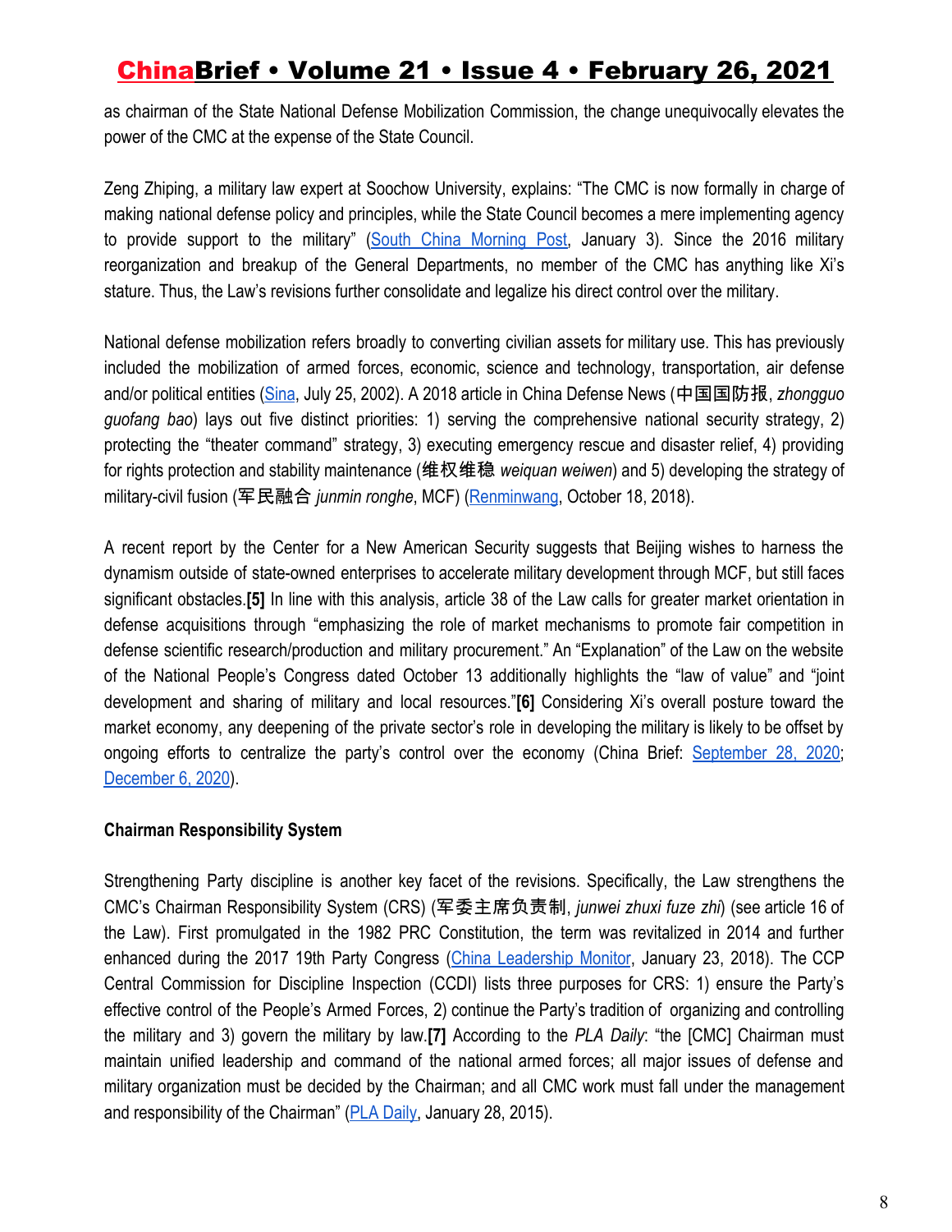as chairman of the State National Defense Mobilization Commission, the change unequivocally elevates the power of the CMC at the expense of the State Council.

Zeng Zhiping, a military law expert at Soochow University, explains: "The CMC is now formally in charge of making national defense policy and principles, while the State Council becomes a mere implementing agency to provide support to the military" (South China Morning Post, January 3). Since the 2016 military reorganization and breakup of the General Departments, no member of the CMC has anything like Xi's stature. Thus, the Law's revisions further consolidate and legalize his direct control over the military.

National defense mobilization refers broadly to converting civilian assets for military use. This has previously included the mobilization of armed forces, economic, science and technology, transportation, air defense and/or political entities (Sina, July 25, 2002). A 2018 article in China Defense News (中国国防报, *zhongguo guofang bao*) lays out five distinct priorities: 1) serving the comprehensive national security strategy, 2) protecting the "theater command" strategy, 3) executing emergency rescue and disaster relief, 4) providing for rights protection and stability maintenance (维权维稳 *weiquan weiwen*) and 5) developing the strategy of military-civil fusion (军民融合 *junmin ronghe*, MCF) (Renminwang, October 18, 2018).

A recent report by the Center for a New American Security suggests that Beijing wishes to harness the dynamism outside of state-owned enterprises to accelerate military development through MCF, but still faces significant obstacles.**[5]** In line with this analysis, article 38 of the Law calls for greater market orientation in defense acquisitions through "emphasizing the role of market mechanisms to promote fair competition in defense scientific research/production and military procurement." An "Explanation" of the Law on the website of the National People's Congress dated October 13 additionally highlights the "law of value" and "joint development and sharing of military and local resources."**[6]** Considering Xi's overall posture toward the market economy, any deepening of the private sector's role in developing the military is likely to be offset by ongoing efforts to centralize the party's control over the economy (China Brief: September 28, 2020; December 6, 2020).

**Chairman Responsibility System**

Strengthening Party discipline is another key facet of the revisions. Specifically, the Law strengthens the CMC's Chairman Responsibility System (CRS) (军委主席负责制, *junwei zhuxi fuze zhi*) (see article 16 of the Law). First promulgated in the 1982 PRC Constitution, the term was revitalized in 2014 and further enhanced during the 2017 19th Party Congress (China Leadership Monitor, January 23, 2018). The CCP Central Commission for Discipline Inspection (CCDI) lists three purposes for CRS: 1) ensure the Party's effective control of the People's Armed Forces, 2) continue the Party's tradition of organizing and controlling the military and 3) govern the military by law.**[7]** According to the *PLA Daily*: "the [CMC] Chairman must maintain unified leadership and command of the national armed forces; all major issues of defense and military organization must be decided by the Chairman; and all CMC work must fall under the management and responsibility of the Chairman" (PLA Daily, January 28, 2015).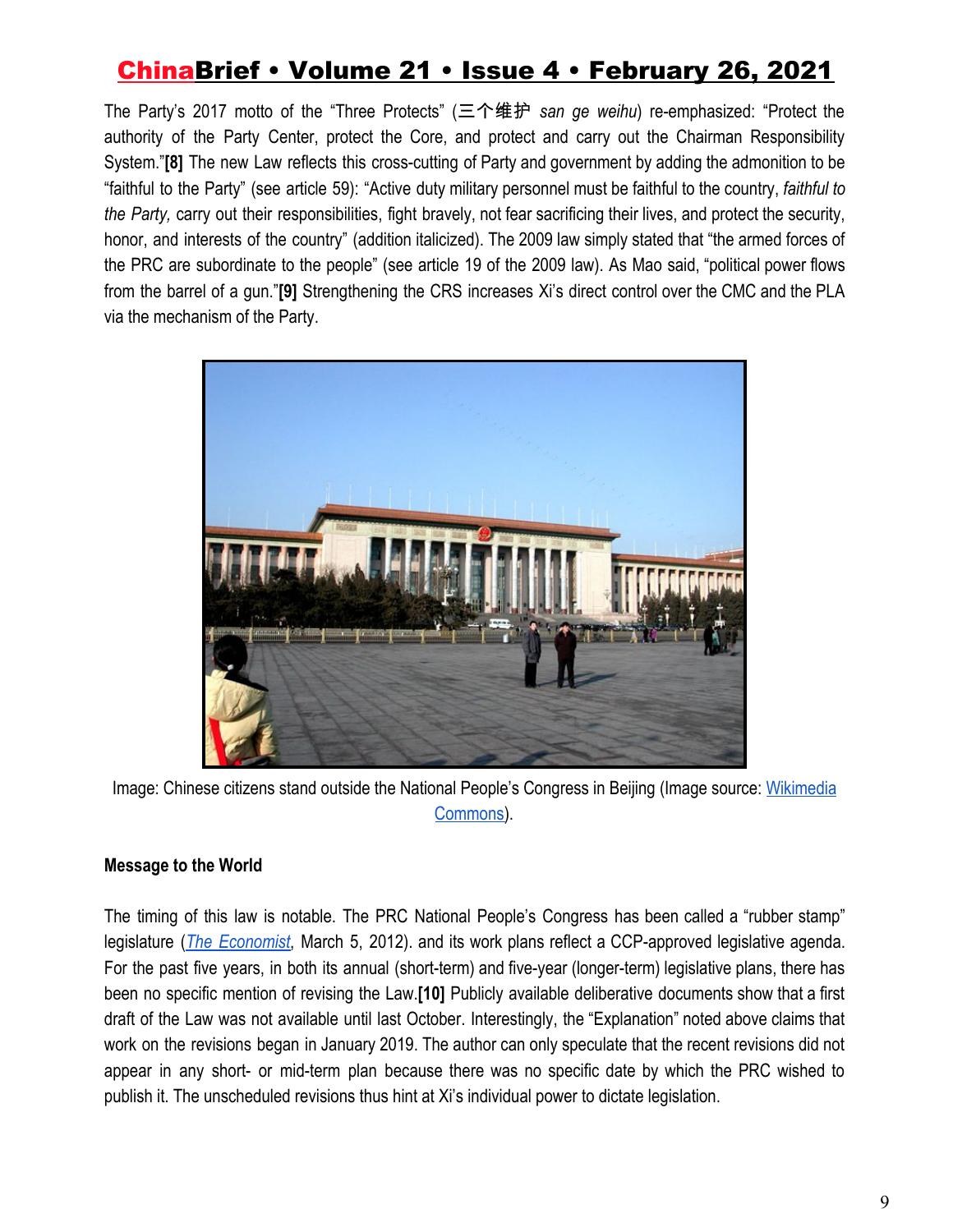The Party's 2017 motto of the "Three Protects" (三个维护 *san ge weihu*) re-emphasized: "Protect the authority of the Party Center, protect the Core, and protect and carry out the Chairman Responsibility System."**[8]** The new Law reflects this cross-cutting of Party and government by adding the admonition to be "faithful to the Party" (see article 59): "Active duty military personnel must be faithful to the country, *faithful to the Party,* carry out their responsibilities, fight bravely, not fear sacrificing their lives, and protect the security, honor, and interests of the country" (addition italicized). The 2009 law simply stated that "the armed forces of the PRC are subordinate to the people" (see article 19 of the 2009 law). As Mao said, "political power flows from the barrel of a gun."**[9]** Strengthening the CRS increases Xi's direct control over the CMC and the PLA via the mechanism of the Party.

Image: Chinese citizens stand outside the National People's Congress in Beijing (Image source: Wikimedia Commons).

**Message to the World**

The timing of this law is notable. The PRC National People's Congress has been called a "rubber stamp" legislature (*The Economist*, March 5, 2012). and its work plans reflect a CCP-approved legislative agenda. For the past five years, in both its annual (short-term) and five-year (longer-term) legislative plans, there has been no specific mention of revising the Law.**[10]** Publicly available deliberative documents show that a first draft of the Law was not available until last October. Interestingly, the "Explanation" noted above claims that work on the revisions began in January 2019. The author can only speculate that the recent revisions did not appear in any short- or mid-term plan because there was no specific date by which the PRC wished to publish it. The unscheduled revisions thus hint at Xi's individual power to dictate legislation.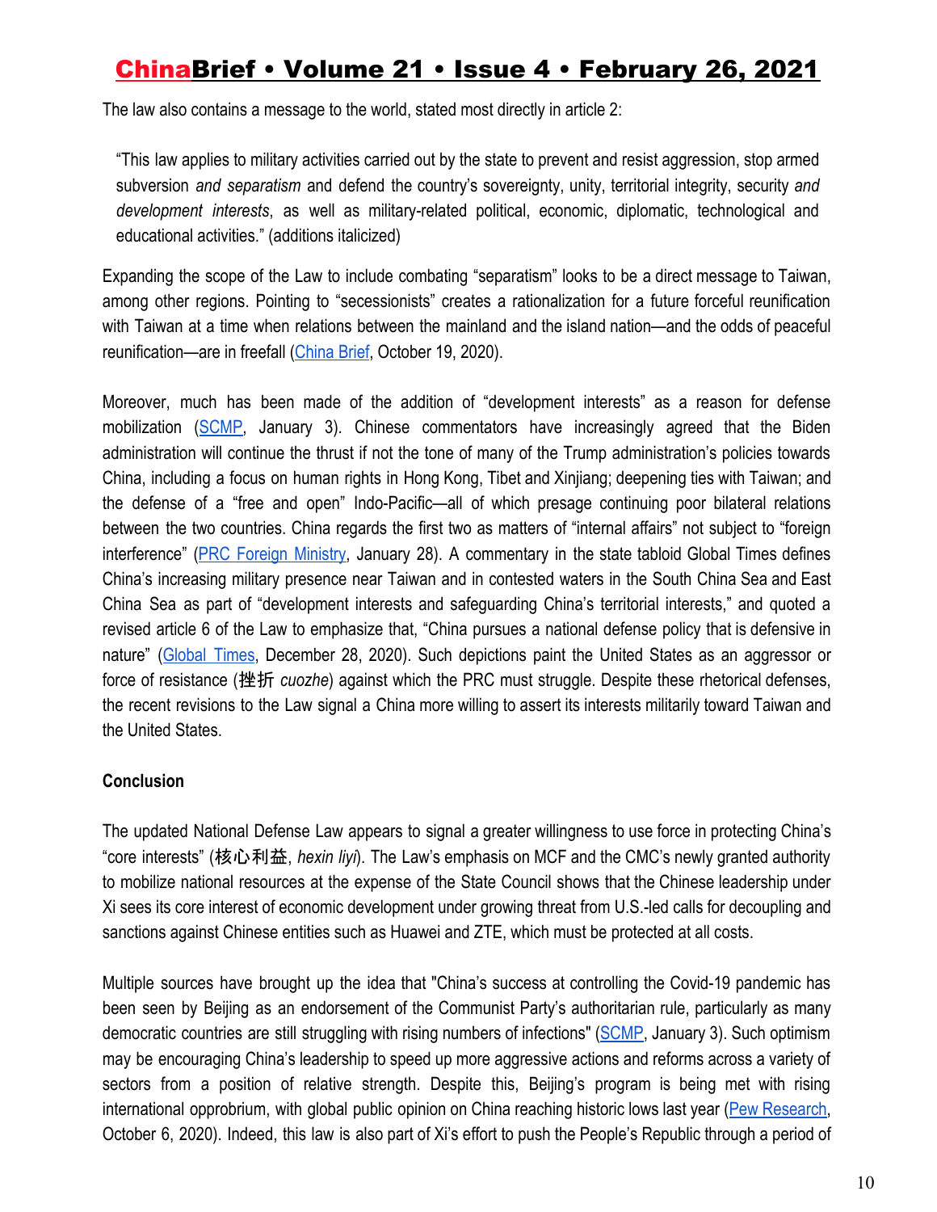The law also contains a message to the world, stated most directly in article 2:

> "This law applies to military activities carried out by the state to prevent and resist aggression, stop armed subversion *and separatism* and defend the country's sovereignty, unity, territorial integrity, security *and development interests*, as well as military-related political, economic, diplomatic, technological and educational activities." (additions italicized)

Expanding the scope of the Law to include combating "separatism" looks to be a direct message to Taiwan, among other regions. Pointing to "secessionists" creates a rationalization for a future forceful reunification with Taiwan at a time when relations between the mainland and the island nation—and the odds of peaceful reunification—are in freefall (China Brief, October 19, 2020).

Moreover, much has been made of the addition of "development interests" as a reason for defense mobilization (SCMP, January 3). Chinese commentators have increasingly agreed that the Biden administration will continue the thrust if not the tone of many of the Trump administration's policies towards China, including a focus on human rights in Hong Kong, Tibet and Xinjiang; deepening ties with Taiwan; and the defense of a "free and open" Indo-Pacific—all of which presage continuing poor bilateral relations between the two countries. China regards the first two as matters of "internal affairs" not subject to "foreign interference" (PRC Foreign Ministry, January 28). A commentary in the state tabloid Global Times defines China's increasing military presence near Taiwan and in contested waters in the South China Sea and East China Sea as part of "development interests and safeguarding China's territorial interests," and quoted a revised article 6 of the Law to emphasize that, "China pursues a national defense policy that is defensive in nature" (Global Times, December 28, 2020). Such depictions paint the United States as an aggressor or force of resistance (挫折 *cuozhe*) against which the PRC must struggle. Despite these rhetorical defenses, the recent revisions to the Law signal a China more willing to assert its interests militarily toward Taiwan and the United States.

**Conclusion**

The updated National Defense Law appears to signal a greater willingness to use force in protecting China's "core interests" (核心利益, *hexin liyi*). The Law's emphasis on MCF and the CMC's newly granted authority to mobilize national resources at the expense of the State Council shows that the Chinese leadership under Xi sees its core interest of economic development under growing threat from U.S.-led calls for decoupling and sanctions against Chinese entities such as Huawei and ZTE, which must be protected at all costs.

Multiple sources have brought up the idea that "China's success at controlling the Covid-19 pandemic has been seen by Beijing as an endorsement of the Communist Party's authoritarian rule, particularly as many democratic countries are still struggling with rising numbers of infections" (SCMP, January 3). Such optimism may be encouraging China's leadership to speed up more aggressive actions and reforms across a variety of sectors from a position of relative strength. Despite this, Beijing's program is being met with rising international opprobrium, with global public opinion on China reaching historic lows last year (Pew Research, October 6, 2020). Indeed, this law is also part of Xi's effort to push the People's Republic through a period of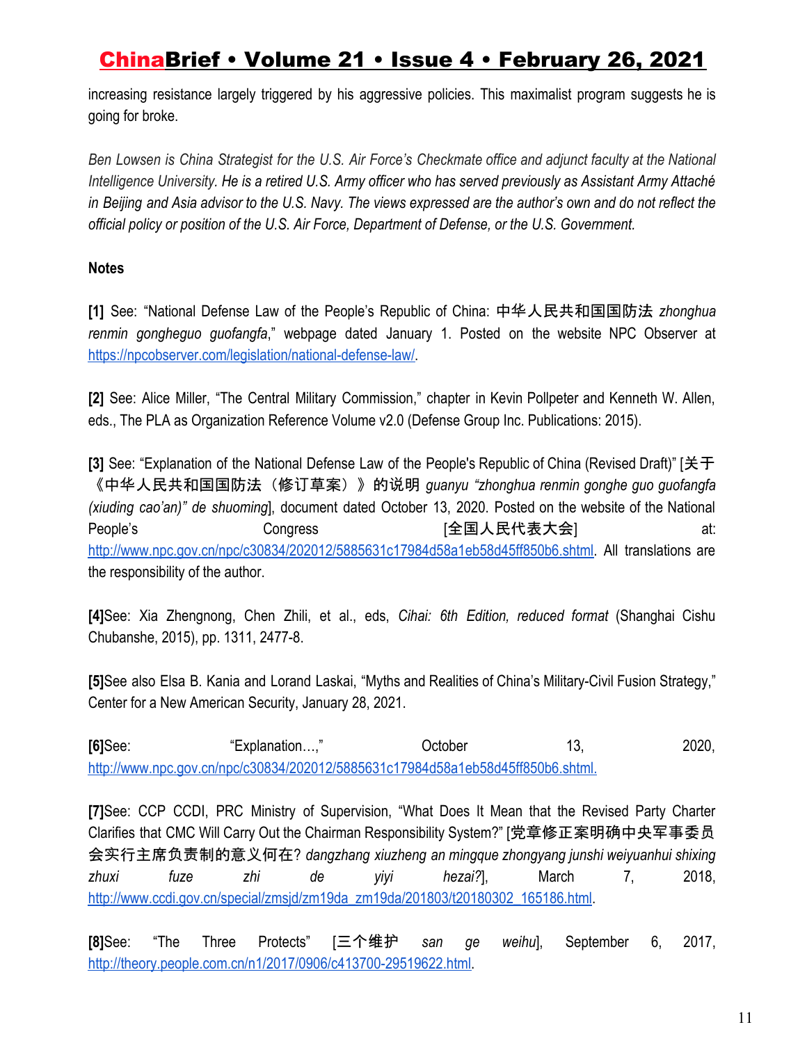increasing resistance largely triggered by his aggressive policies. This maximalist program suggests he is going for broke.

*Ben Lowsen is China Strategist for the U.S. Air Force's Checkmate office and adjunct faculty at the National Intelligence University. He is a retired U.S. Army officer who has served previously as Assistant Army Attaché in Beijing and Asia advisor to the U.S. Navy. The views expressed are the author's own and do not reflect the official policy or position of the U.S. Air Force, Department of Defense, or the U.S. Government.*

**Notes**

**[1]** See: "National Defense Law of the People's Republic of China: 中华人民共和国国防法 *zhonghua renmin gongheguo guofangfa*," webpage dated January 1. Posted on the website NPC Observer at https://npcobserver.com/legislation/national-defense-law/.

**[2]** See: Alice Miller, "The Central Military Commission," chapter in Kevin Pollpeter and Kenneth W. Allen, eds., The PLA as Organization Reference Volume v2.0 (Defense Group Inc. Publications: 2015).

**[3]** See: "Explanation of the National Defense Law of the People's Republic of China (Revised Draft)" [关于《中华人民共和国国防法（修订草案）》的说明 *guanyu "zhonghua renmin gonghe guo guofangfa (xiuding cao'an)" de shuoming*], document dated October 13, 2020. Posted on the website of the National People's Congress [全国人民代表大会] at: http://www.npc.gov.cn/npc/c30834/202012/5885631c17984d58a1eb58d45ff850b6.shtml. All translations are the responsibility of the author.

**[4]**See: Xia Zhengnong, Chen Zhili, et al., eds, *Cihai: 6th Edition, reduced format* (Shanghai Cishu Chubanshe, 2015), pp. 1311, 2477-8.

**[5]**See also Elsa B. Kania and Lorand Laskai, "Myths and Realities of China's Military-Civil Fusion Strategy," Center for a New American Security, January 28, 2021.

**[6]**See: "Explanation…," October 13, 2020, http://www.npc.gov.cn/npc/c30834/202012/5885631c17984d58a1eb58d45ff850b6.shtml.

**[7]**See: CCP CCDI, PRC Ministry of Supervision, "What Does It Mean that the Revised Party Charter Clarifies that CMC Will Carry Out the Chairman Responsibility System?" [党章修正案明确中央军事委员会实行主席负责制的意义何在? *dangzhang xiuzheng an mingque zhongyang junshi weiyuanhui shixing zhuxi fuze zhi de yiyi hezai?*], March 7, 2018, http://www.ccdi.gov.cn/special/zmsjd/zm19da_zm19da/201803/t20180302_165186.html.

**[8]**See: "The Three Protects" [三个维护 *san ge weihu*], September 6, 2017, http://theory.people.com.cn/n1/2017/0906/c413700-29519622.html.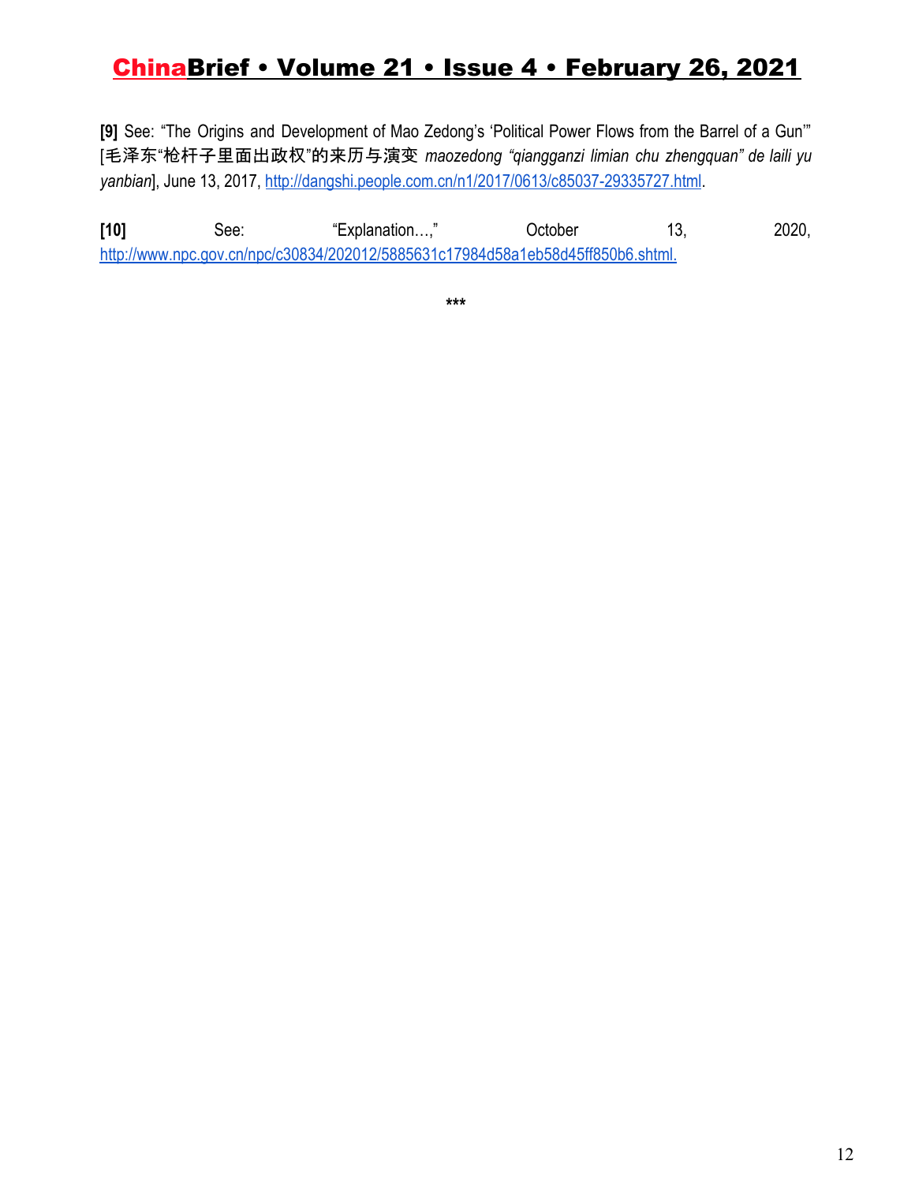**[9]** See: "The Origins and Development of Mao Zedong's 'Political Power Flows from the Barrel of a Gun'" [毛泽东"枪杆子里面出政权"的来历与演变 *maozedong "qiangganzi limian chu zhengquan" de laili yu yanbian*], June 13, 2017, http://dangshi.people.com.cn/n1/2017/0613/c85037-29335727.html.

**[10]** See: "Explanation…," October 13, 2020, http://www.npc.gov.cn/npc/c30834/202012/5885631c17984d58a1eb58d45ff850b6.shtml.

***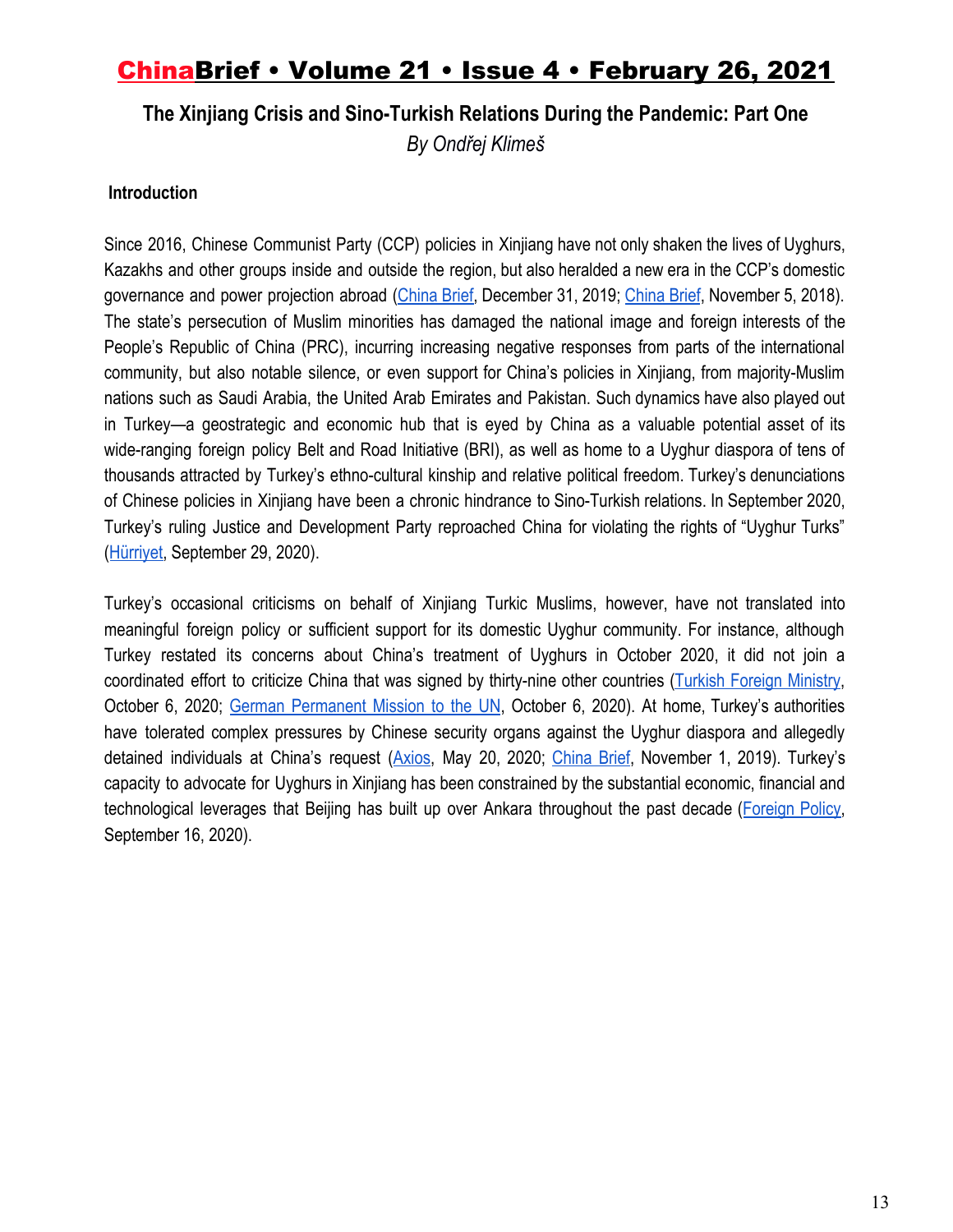## The Xinjiang Crisis and Sino-Turkish Relations During the Pandemic: Part One

*By Ondřej Klimeš*

### Introduction

Since 2016, Chinese Communist Party (CCP) policies in Xinjiang have not only shaken the lives of Uyghurs, Kazakhs and other groups inside and outside the region, but also heralded a new era in the CCP's domestic governance and power projection abroad (China Brief, December 31, 2019; China Brief, November 5, 2018). The state's persecution of Muslim minorities has damaged the national image and foreign interests of the People's Republic of China (PRC), incurring increasing negative responses from parts of the international community, but also notable silence, or even support for China's policies in Xinjiang, from majority-Muslim nations such as Saudi Arabia, the United Arab Emirates and Pakistan. Such dynamics have also played out in Turkey—a geostrategic and economic hub that is eyed by China as a valuable potential asset of its wide-ranging foreign policy Belt and Road Initiative (BRI), as well as home to a Uyghur diaspora of tens of thousands attracted by Turkey's ethno-cultural kinship and relative political freedom. Turkey's denunciations of Chinese policies in Xinjiang have been a chronic hindrance to Sino-Turkish relations. In September 2020, Turkey's ruling Justice and Development Party reproached China for violating the rights of "Uyghur Turks" (Hürriyet, September 29, 2020).

Turkey's occasional criticisms on behalf of Xinjiang Turkic Muslims, however, have not translated into meaningful foreign policy or sufficient support for its domestic Uyghur community. For instance, although Turkey restated its concerns about China's treatment of Uyghurs in October 2020, it did not join a coordinated effort to criticize China that was signed by thirty-nine other countries (Turkish Foreign Ministry, October 6, 2020; German Permanent Mission to the UN, October 6, 2020). At home, Turkey's authorities have tolerated complex pressures by Chinese security organs against the Uyghur diaspora and allegedly detained individuals at China's request (Axios, May 20, 2020; China Brief, November 1, 2019). Turkey's capacity to advocate for Uyghurs in Xinjiang has been constrained by the substantial economic, financial and technological leverages that Beijing has built up over Ankara throughout the past decade (Foreign Policy, September 16, 2020).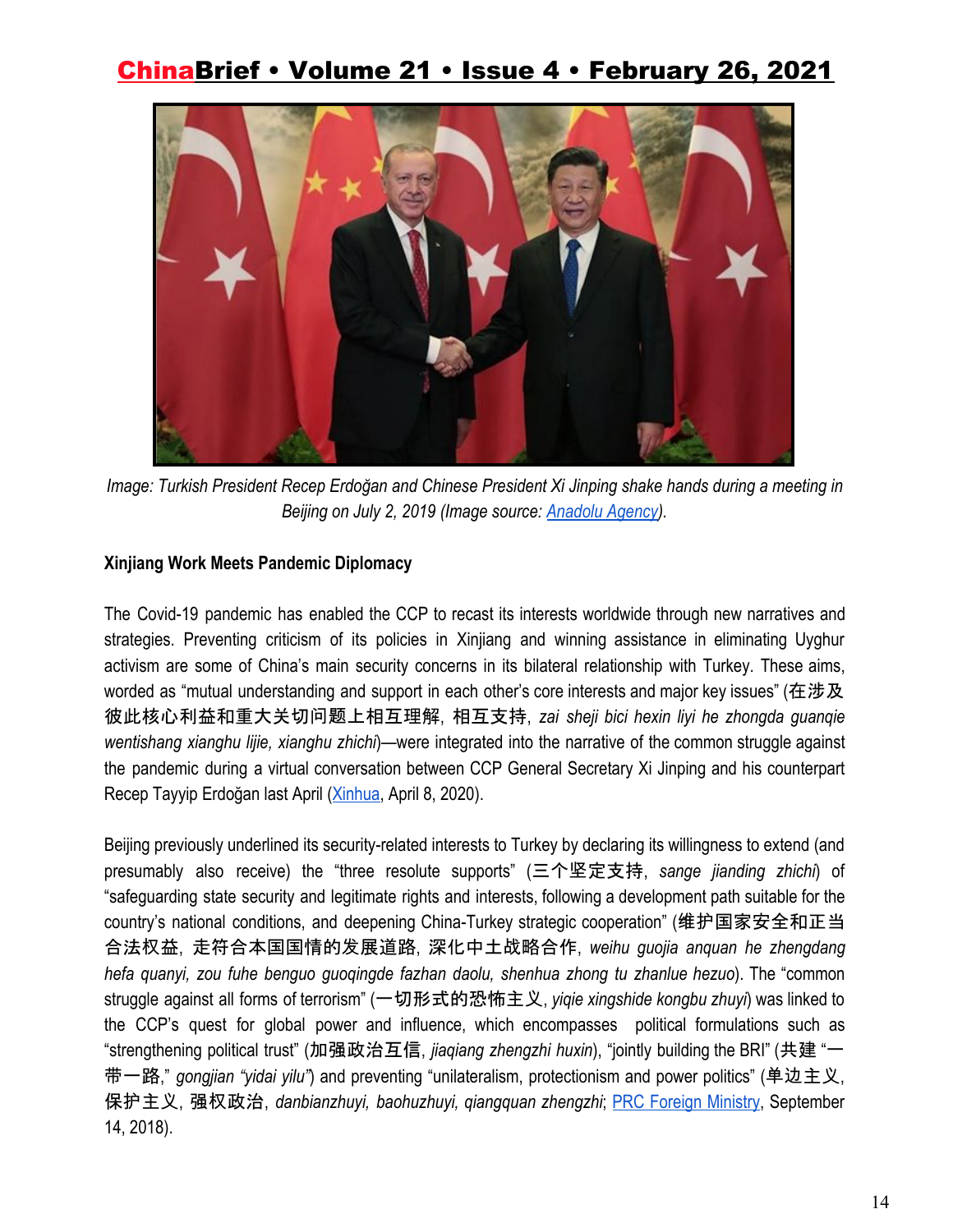*Image: Turkish President Recep Erdoğan and Chinese President Xi Jinping shake hands during a meeting in Beijing on July 2, 2019 (Image source: Anadolu Agency).*

**Xinjiang Work Meets Pandemic Diplomacy**

The Covid-19 pandemic has enabled the CCP to recast its interests worldwide through new narratives and strategies. Preventing criticism of its policies in Xinjiang and winning assistance in eliminating Uyghur activism are some of China's main security concerns in its bilateral relationship with Turkey. These aims, worded as "mutual understanding and support in each other's core interests and major key issues" (在涉及彼此核心利益和重大关切问题上相互理解，相互支持, *zai sheji bici hexin liyi he zhongda guanqie wentishang xianghu lijie, xianghu zhichi*)—were integrated into the narrative of the common struggle against the pandemic during a virtual conversation between CCP General Secretary Xi Jinping and his counterpart Recep Tayyip Erdoğan last April (Xinhua, April 8, 2020).

Beijing previously underlined its security-related interests to Turkey by declaring its willingness to extend (and presumably also receive) the "three resolute supports" (三个坚定支持, *sange jianding zhichi*) of "safeguarding state security and legitimate rights and interests, following a development path suitable for the country's national conditions, and deepening China-Turkey strategic cooperation" (维护国家安全和正当合法权益，走符合本国国情的发展道路，深化中土战略合作, *weihu guojia anquan he zhengdang hefa quanyi, zou fuhe benguo guoqingde fazhan daolu, shenhua zhong tu zhanlue hezuo*). The "common struggle against all forms of terrorism" (一切形式的恐怖主义, *yiqie xingshide kongbu zhuyi*) was linked to the CCP's quest for global power and influence, which encompasses political formulations such as "strengthening political trust" (加强政治互信, *jiaqiang zhengzhi huxin*), "jointly building the BRI" (共建"一带一路," *gongjian "yidai yilu"*) and preventing "unilateralism, protectionism and power politics" (单边主义，保护主义，强权政治, *danbianzhuyi, baohuzhuyi, qiangquan zhengzhi*; PRC Foreign Ministry, September 14, 2018).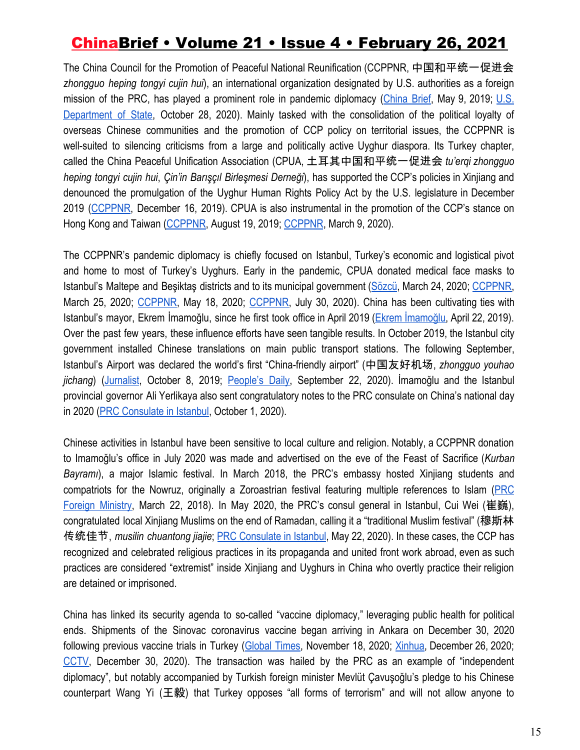The China Council for the Promotion of Peaceful National Reunification (CCPPNR, 中国和平统一促进会 *zhongguo heping tongyi cujin hui*), an international organization designated by U.S. authorities as a foreign mission of the PRC, has played a prominent role in pandemic diplomacy (China Brief, May 9, 2019; U.S. Department of State, October 28, 2020). Mainly tasked with the consolidation of the political loyalty of overseas Chinese communities and the promotion of CCP policy on territorial issues, the CCPPNR is well-suited to silencing criticisms from a large and politically active Uyghur diaspora. Its Turkey chapter, called the China Peaceful Unification Association (CPUA, 土耳其中国和平统一促进会 *tu'erqi zhongguo heping tongyi cujin hui*, *Çin'in Barışçıl Birleşmesi Derneği*), has supported the CCP's policies in Xinjiang and denounced the promulgation of the Uyghur Human Rights Policy Act by the U.S. legislature in December 2019 (CCPPNR, December 16, 2019). CPUA is also instrumental in the promotion of the CCP's stance on Hong Kong and Taiwan (CCPPNR, August 19, 2019; CCPPNR, March 9, 2020).

The CCPPNR's pandemic diplomacy is chiefly focused on Istanbul, Turkey's economic and logistical pivot and home to most of Turkey's Uyghurs. Early in the pandemic, CPUA donated medical face masks to Istanbul's Maltepe and Beşiktaş districts and to its municipal government (Sözcü, March 24, 2020; CCPPNR, March 25, 2020; CCPPNR, May 18, 2020; CCPPNR, July 30, 2020). China has been cultivating ties with Istanbul's mayor, Ekrem İmamoğlu, since he first took office in April 2019 (Ekrem İmamoğlu, April 22, 2019). Over the past few years, these influence efforts have seen tangible results. In October 2019, the Istanbul city government installed Chinese translations on main public transport stations. The following September, Istanbul's Airport was declared the world's first "China-friendly airport" (中国友好机场, *zhongguo youhao jichang*) (Jurnalist, October 8, 2019; People's Daily, September 22, 2020). İmamoğlu and the Istanbul provincial governor Ali Yerlikaya also sent congratulatory notes to the PRC consulate on China's national day in 2020 (PRC Consulate in Istanbul, October 1, 2020).

Chinese activities in Istanbul have been sensitive to local culture and religion. Notably, a CCPPNR donation to Imamoğlu's office in July 2020 was made and advertised on the eve of the Feast of Sacrifice (*Kurban Bayramı*), a major Islamic festival. In March 2018, the PRC's embassy hosted Xinjiang students and compatriots for the Nowruz, originally a Zoroastrian festival featuring multiple references to Islam (PRC Foreign Ministry, March 22, 2018). In May 2020, the PRC's consul general in Istanbul, Cui Wei (崔巍), congratulated local Xinjiang Muslims on the end of Ramadan, calling it a "traditional Muslim festival" (穆斯林传统佳节, *musilin chuantong jiajie*; PRC Consulate in Istanbul, May 22, 2020). In these cases, the CCP has recognized and celebrated religious practices in its propaganda and united front work abroad, even as such practices are considered "extremist" inside Xinjiang and Uyghurs in China who overtly practice their religion are detained or imprisoned.

China has linked its security agenda to so-called "vaccine diplomacy," leveraging public health for political ends. Shipments of the Sinovac coronavirus vaccine began arriving in Ankara on December 30, 2020 following previous vaccine trials in Turkey (Global Times, November 18, 2020; Xinhua, December 26, 2020; CCTV, December 30, 2020). The transaction was hailed by the PRC as an example of "independent diplomacy", but notably accompanied by Turkish foreign minister Mevlüt Çavuşoğlu's pledge to his Chinese counterpart Wang Yi (王毅) that Turkey opposes "all forms of terrorism" and will not allow anyone to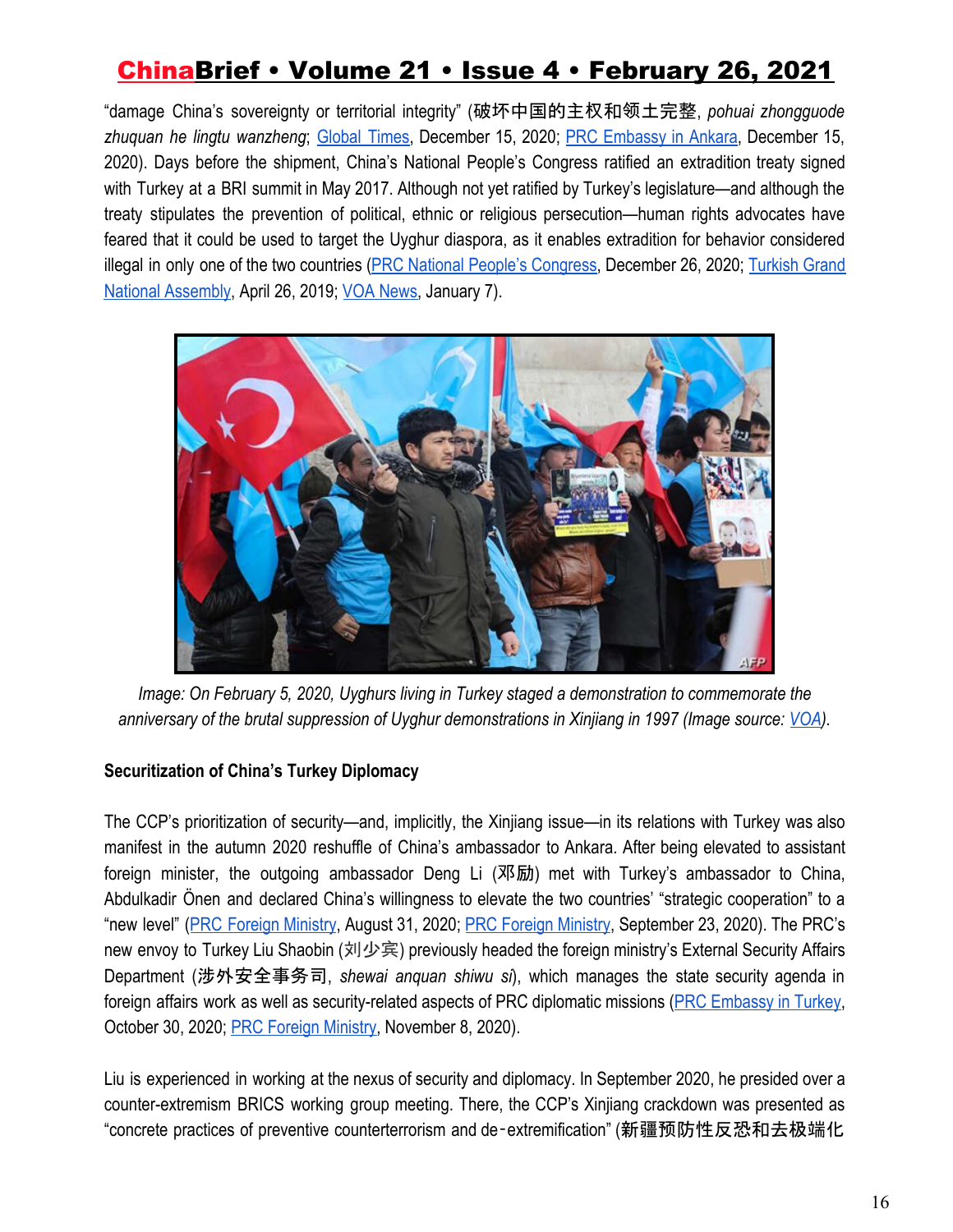"damage China's sovereignty or territorial integrity" (破坏中国的主权和领土完整, *pohuai zhongguode zhuquan he lingtu wanzheng*; Global Times, December 15, 2020; PRC Embassy in Ankara, December 15, 2020). Days before the shipment, China's National People's Congress ratified an extradition treaty signed with Turkey at a BRI summit in May 2017. Although not yet ratified by Turkey's legislature—and although the treaty stipulates the prevention of political, ethnic or religious persecution—human rights advocates have feared that it could be used to target the Uyghur diaspora, as it enables extradition for behavior considered illegal in only one of the two countries (PRC National People's Congress, December 26, 2020; Turkish Grand National Assembly, April 26, 2019; VOA News, January 7).

*Image: On February 5, 2020, Uyghurs living in Turkey staged a demonstration to commemorate the anniversary of the brutal suppression of Uyghur demonstrations in Xinjiang in 1997 (Image source: VOA).*

**Securitization of China's Turkey Diplomacy**

The CCP's prioritization of security—and, implicitly, the Xinjiang issue—in its relations with Turkey was also manifest in the autumn 2020 reshuffle of China's ambassador to Ankara. After being elevated to assistant foreign minister, the outgoing ambassador Deng Li (邓励) met with Turkey's ambassador to China, Abdulkadir Önen and declared China's willingness to elevate the two countries' "strategic cooperation" to a "new level" (PRC Foreign Ministry, August 31, 2020; PRC Foreign Ministry, September 23, 2020). The PRC's new envoy to Turkey Liu Shaobin (刘少宾) previously headed the foreign ministry's External Security Affairs Department (涉外安全事务司, *shewai anquan shiwu si*), which manages the state security agenda in foreign affairs work as well as security-related aspects of PRC diplomatic missions (PRC Embassy in Turkey, October 30, 2020; PRC Foreign Ministry, November 8, 2020).

Liu is experienced in working at the nexus of security and diplomacy. In September 2020, he presided over a counter-extremism BRICS working group meeting. There, the CCP's Xinjiang crackdown was presented as "concrete practices of preventive counterterrorism and de-extremification" (新疆预防性反恐和去极端化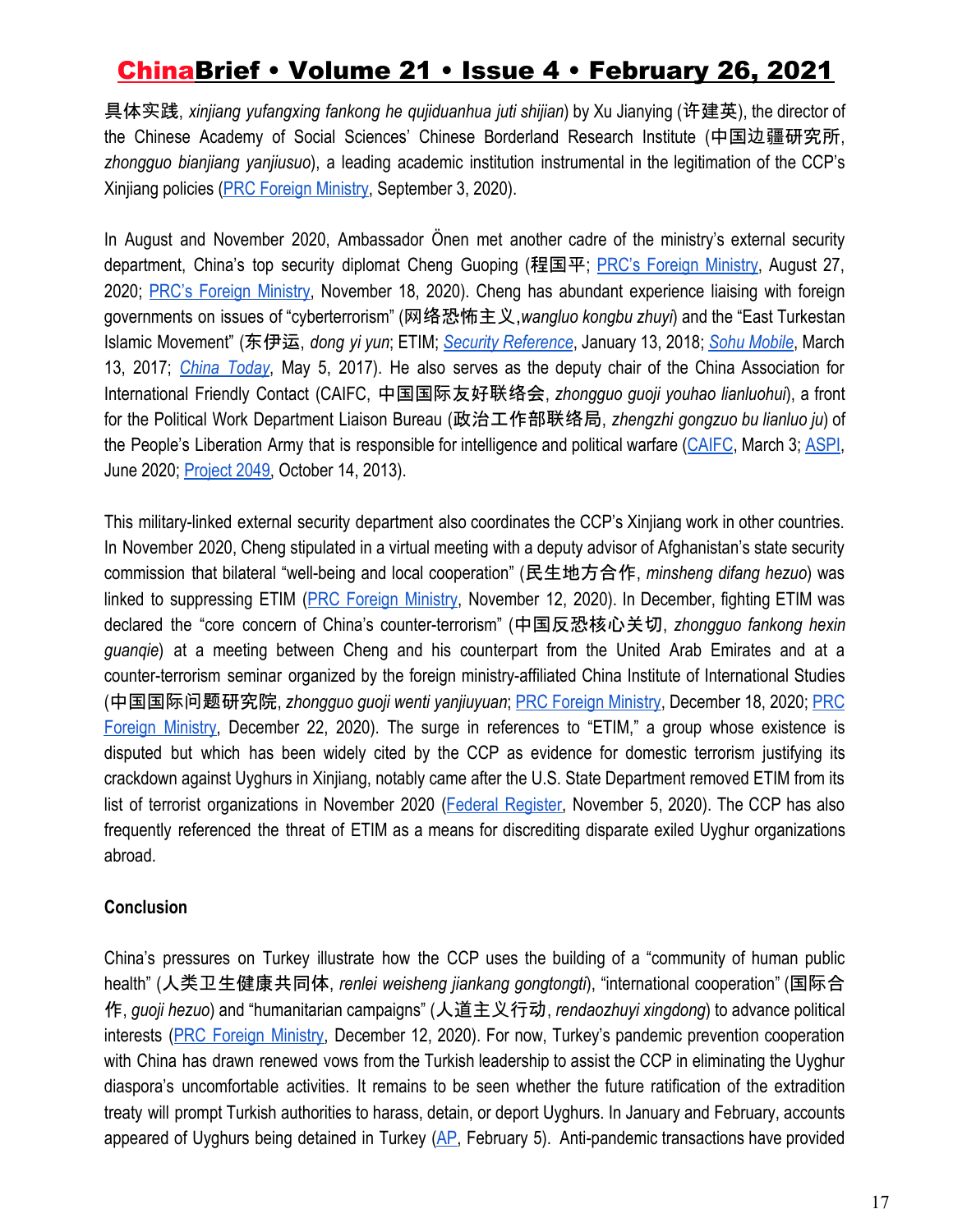具体实践, *xinjiang yufangxing fankong he qujiduanhua juti shijian*) by Xu Jianying (许建英), the director of the Chinese Academy of Social Sciences' Chinese Borderland Research Institute (中国边疆研究所, *zhongguo bianjiang yanjiusuo*), a leading academic institution instrumental in the legitimation of the CCP's Xinjiang policies (PRC Foreign Ministry, September 3, 2020).

In August and November 2020, Ambassador Önen met another cadre of the ministry's external security department, China's top security diplomat Cheng Guoping (程国平; PRC's Foreign Ministry, August 27, 2020; PRC's Foreign Ministry, November 18, 2020). Cheng has abundant experience liaising with foreign governments on issues of "cyberterrorism" (网络恐怖主义,*wangluo kongbu zhuyi*) and the "East Turkestan Islamic Movement" (东伊运, *dong yi yun*; ETIM; *Security Reference*, January 13, 2018; *Sohu Mobile*, March 13, 2017; *China Today*, May 5, 2017). He also serves as the deputy chair of the China Association for International Friendly Contact (CAIFC, 中国国际友好联络会, *zhongguo guoji youhao lianluohui*), a front for the Political Work Department Liaison Bureau (政治工作部联络局, *zhengzhi gongzuo bu lianluo ju*) of the People's Liberation Army that is responsible for intelligence and political warfare (CAIFC, March 3; ASPI, June 2020; Project 2049, October 14, 2013).

This military-linked external security department also coordinates the CCP's Xinjiang work in other countries. In November 2020, Cheng stipulated in a virtual meeting with a deputy advisor of Afghanistan's state security commission that bilateral "well-being and local cooperation" (民生地方合作, *minsheng difang hezuo*) was linked to suppressing ETIM (PRC Foreign Ministry, November 12, 2020). In December, fighting ETIM was declared the "core concern of China's counter-terrorism" (中国反恐核心关切, *zhongguo fankong hexin guanqie*) at a meeting between Cheng and his counterpart from the United Arab Emirates and at a counter-terrorism seminar organized by the foreign ministry-affiliated China Institute of International Studies (中国国际问题研究院, *zhongguo guoji wenti yanjiuyuan*; PRC Foreign Ministry, December 18, 2020; PRC Foreign Ministry, December 22, 2020). The surge in references to "ETIM," a group whose existence is disputed but which has been widely cited by the CCP as evidence for domestic terrorism justifying its crackdown against Uyghurs in Xinjiang, notably came after the U.S. State Department removed ETIM from its list of terrorist organizations in November 2020 (Federal Register, November 5, 2020). The CCP has also frequently referenced the threat of ETIM as a means for discrediting disparate exiled Uyghur organizations abroad.

**Conclusion**

China's pressures on Turkey illustrate how the CCP uses the building of a "community of human public health" (人类卫生健康共同体, *renlei weisheng jiankang gongtongti*), "international cooperation" (国际合作, *guoji hezuo*) and "humanitarian campaigns" (人道主义行动, *rendaozhuyi xingdong*) to advance political interests (PRC Foreign Ministry, December 12, 2020). For now, Turkey's pandemic prevention cooperation with China has drawn renewed vows from the Turkish leadership to assist the CCP in eliminating the Uyghur diaspora's uncomfortable activities. It remains to be seen whether the future ratification of the extradition treaty will prompt Turkish authorities to harass, detain, or deport Uyghurs. In January and February, accounts appeared of Uyghurs being detained in Turkey (AP, February 5). Anti-pandemic transactions have provided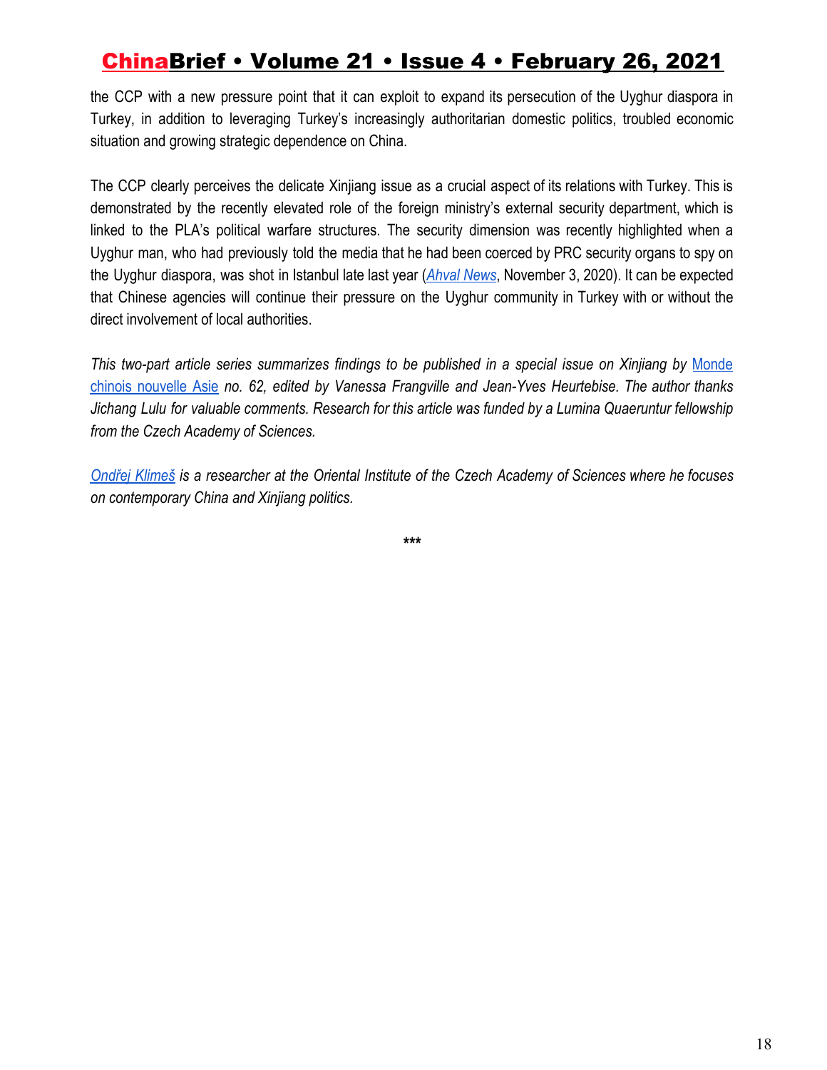the CCP with a new pressure point that it can exploit to expand its persecution of the Uyghur diaspora in Turkey, in addition to leveraging Turkey's increasingly authoritarian domestic politics, troubled economic situation and growing strategic dependence on China.

The CCP clearly perceives the delicate Xinjiang issue as a crucial aspect of its relations with Turkey. This is demonstrated by the recently elevated role of the foreign ministry's external security department, which is linked to the PLA's political warfare structures. The security dimension was recently highlighted when a Uyghur man, who had previously told the media that he had been coerced by PRC security organs to spy on the Uyghur diaspora, was shot in Istanbul late last year (*Ahval News*, November 3, 2020). It can be expected that Chinese agencies will continue their pressure on the Uyghur community in Turkey with or without the direct involvement of local authorities.

*This two-part article series summarizes findings to be published in a special issue on Xinjiang by* Monde chinois nouvelle Asie *no. 62, edited by Vanessa Frangville and Jean-Yves Heurtebise. The author thanks Jichang Lulu for valuable comments. Research for this article was funded by a Lumina Quaeruntur fellowship from the Czech Academy of Sciences.*

*Ondřej Klimeš is a researcher at the Oriental Institute of the Czech Academy of Sciences where he focuses on contemporary China and Xinjiang politics.*

***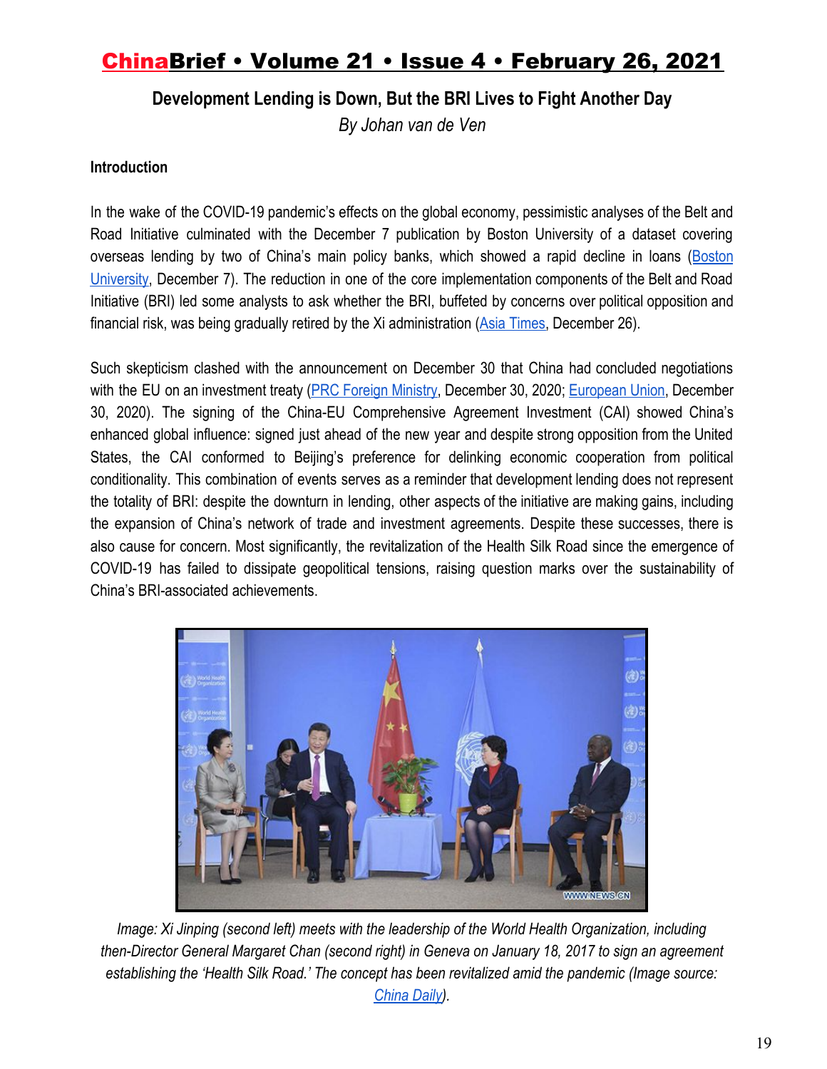## Development Lending is Down, But the BRI Lives to Fight Another Day

*By Johan van de Ven*

**Introduction**

In the wake of the COVID-19 pandemic's effects on the global economy, pessimistic analyses of the Belt and Road Initiative culminated with the December 7 publication by Boston University of a dataset covering overseas lending by two of China's main policy banks, which showed a rapid decline in loans (Boston University, December 7). The reduction in one of the core implementation components of the Belt and Road Initiative (BRI) led some analysts to ask whether the BRI, buffeted by concerns over political opposition and financial risk, was being gradually retired by the Xi administration (Asia Times, December 26).

Such skepticism clashed with the announcement on December 30 that China had concluded negotiations with the EU on an investment treaty (PRC Foreign Ministry, December 30, 2020; European Union, December 30, 2020). The signing of the China-EU Comprehensive Agreement Investment (CAI) showed China's enhanced global influence: signed just ahead of the new year and despite strong opposition from the United States, the CAI conformed to Beijing's preference for delinking economic cooperation from political conditionality. This combination of events serves as a reminder that development lending does not represent the totality of BRI: despite the downturn in lending, other aspects of the initiative are making gains, including the expansion of China's network of trade and investment agreements. Despite these successes, there is also cause for concern. Most significantly, the revitalization of the Health Silk Road since the emergence of COVID-19 has failed to dissipate geopolitical tensions, raising question marks over the sustainability of China's BRI-associated achievements.

*Image: Xi Jinping (second left) meets with the leadership of the World Health Organization, including then-Director General Margaret Chan (second right) in Geneva on January 18, 2017 to sign an agreement establishing the 'Health Silk Road.' The concept has been revitalized amid the pandemic (Image source: China Daily).*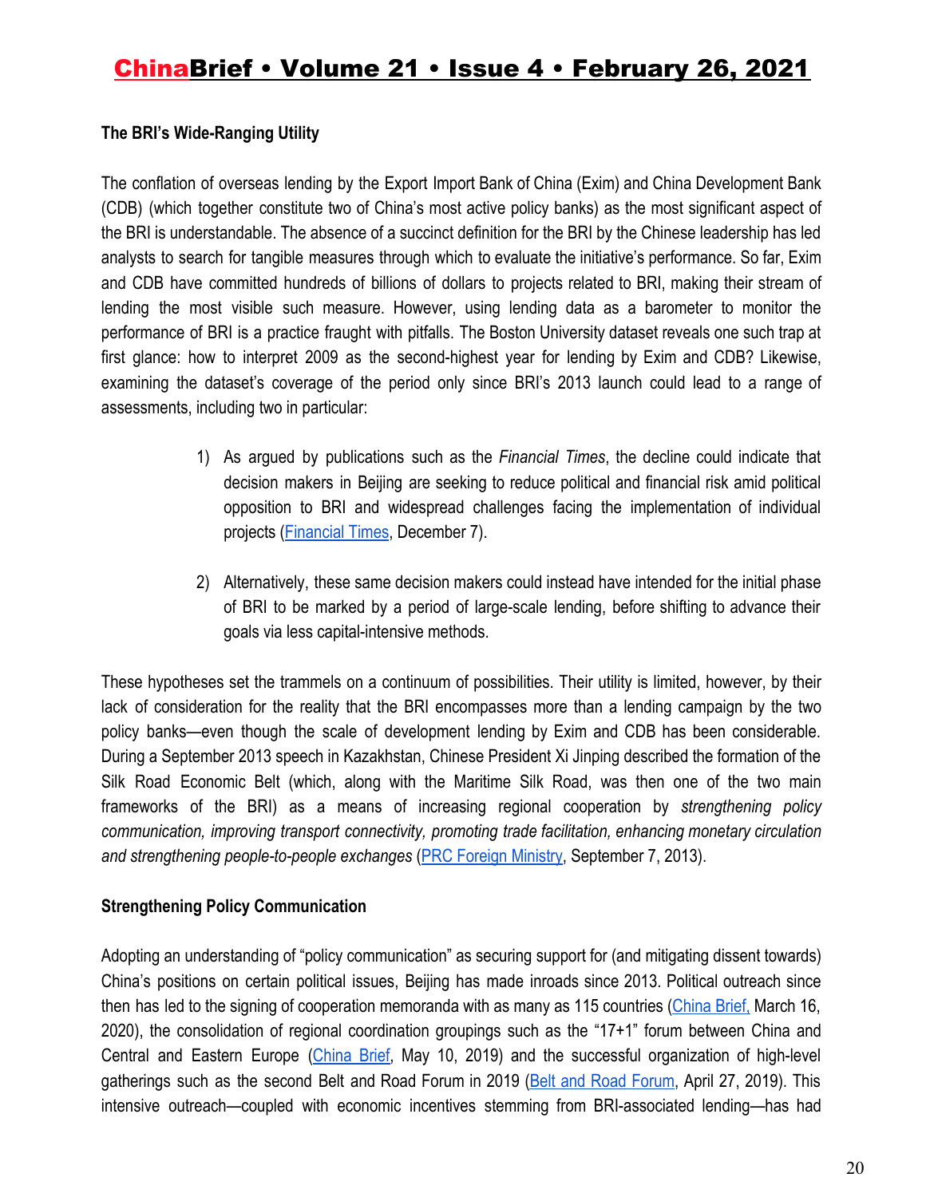**The BRI's Wide-Ranging Utility**

The conflation of overseas lending by the Export Import Bank of China (Exim) and China Development Bank (CDB) (which together constitute two of China's most active policy banks) as the most significant aspect of the BRI is understandable. The absence of a succinct definition for the BRI by the Chinese leadership has led analysts to search for tangible measures through which to evaluate the initiative's performance. So far, Exim and CDB have committed hundreds of billions of dollars to projects related to BRI, making their stream of lending the most visible such measure. However, using lending data as a barometer to monitor the performance of BRI is a practice fraught with pitfalls. The Boston University dataset reveals one such trap at first glance: how to interpret 2009 as the second-highest year for lending by Exim and CDB? Likewise, examining the dataset's coverage of the period only since BRI's 2013 launch could lead to a range of assessments, including two in particular:

1) As argued by publications such as the *Financial Times*, the decline could indicate that decision makers in Beijing are seeking to reduce political and financial risk amid political opposition to BRI and widespread challenges facing the implementation of individual projects (Financial Times, December 7).

2) Alternatively, these same decision makers could instead have intended for the initial phase of BRI to be marked by a period of large-scale lending, before shifting to advance their goals via less capital-intensive methods.

These hypotheses set the trammels on a continuum of possibilities. Their utility is limited, however, by their lack of consideration for the reality that the BRI encompasses more than a lending campaign by the two policy banks—even though the scale of development lending by Exim and CDB has been considerable. During a September 2013 speech in Kazakhstan, Chinese President Xi Jinping described the formation of the Silk Road Economic Belt (which, along with the Maritime Silk Road, was then one of the two main frameworks of the BRI) as a means of increasing regional cooperation by *strengthening policy communication, improving transport connectivity, promoting trade facilitation, enhancing monetary circulation and strengthening people-to-people exchanges* (PRC Foreign Ministry, September 7, 2013).

**Strengthening Policy Communication**

Adopting an understanding of "policy communication" as securing support for (and mitigating dissent towards) China's positions on certain political issues, Beijing has made inroads since 2013. Political outreach since then has led to the signing of cooperation memoranda with as many as 115 countries (China Brief, March 16, 2020), the consolidation of regional coordination groupings such as the "17+1" forum between China and Central and Eastern Europe (China Brief, May 10, 2019) and the successful organization of high-level gatherings such as the second Belt and Road Forum in 2019 (Belt and Road Forum, April 27, 2019). This intensive outreach—coupled with economic incentives stemming from BRI-associated lending—has had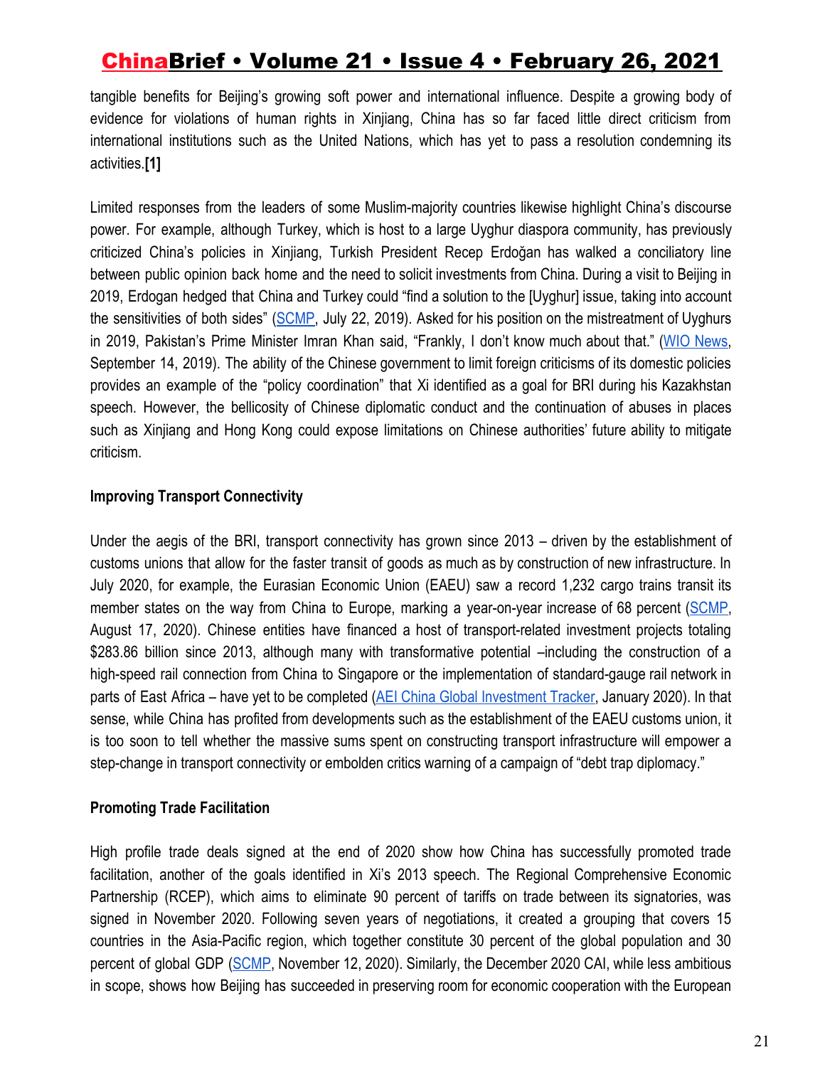tangible benefits for Beijing's growing soft power and international influence. Despite a growing body of evidence for violations of human rights in Xinjiang, China has so far faced little direct criticism from international institutions such as the United Nations, which has yet to pass a resolution condemning its activities.**[1]**

Limited responses from the leaders of some Muslim-majority countries likewise highlight China's discourse power. For example, although Turkey, which is host to a large Uyghur diaspora community, has previously criticized China's policies in Xinjiang, Turkish President Recep Erdoğan has walked a conciliatory line between public opinion back home and the need to solicit investments from China. During a visit to Beijing in 2019, Erdogan hedged that China and Turkey could "find a solution to the [Uyghur] issue, taking into account the sensitivities of both sides" (SCMP, July 22, 2019). Asked for his position on the mistreatment of Uyghurs in 2019, Pakistan's Prime Minister Imran Khan said, "Frankly, I don't know much about that." (WIO News, September 14, 2019). The ability of the Chinese government to limit foreign criticisms of its domestic policies provides an example of the "policy coordination" that Xi identified as a goal for BRI during his Kazakhstan speech. However, the bellicosity of Chinese diplomatic conduct and the continuation of abuses in places such as Xinjiang and Hong Kong could expose limitations on Chinese authorities' future ability to mitigate criticism.

**Improving Transport Connectivity**

Under the aegis of the BRI, transport connectivity has grown since 2013 – driven by the establishment of customs unions that allow for the faster transit of goods as much as by construction of new infrastructure. In July 2020, for example, the Eurasian Economic Union (EAEU) saw a record 1,232 cargo trains transit its member states on the way from China to Europe, marking a year-on-year increase of 68 percent (SCMP, August 17, 2020). Chinese entities have financed a host of transport-related investment projects totaling $283.86 billion since 2013, although many with transformative potential –including the construction of a high-speed rail connection from China to Singapore or the implementation of standard-gauge rail network in parts of East Africa – have yet to be completed (AEI China Global Investment Tracker, January 2020). In that sense, while China has profited from developments such as the establishment of the EAEU customs union, it is too soon to tell whether the massive sums spent on constructing transport infrastructure will empower a step-change in transport connectivity or embolden critics warning of a campaign of "debt trap diplomacy."

**Promoting Trade Facilitation**

High profile trade deals signed at the end of 2020 show how China has successfully promoted trade facilitation, another of the goals identified in Xi's 2013 speech. The Regional Comprehensive Economic Partnership (RCEP), which aims to eliminate 90 percent of tariffs on trade between its signatories, was signed in November 2020. Following seven years of negotiations, it created a grouping that covers 15 countries in the Asia-Pacific region, which together constitute 30 percent of the global population and 30 percent of global GDP (SCMP, November 12, 2020). Similarly, the December 2020 CAI, while less ambitious in scope, shows how Beijing has succeeded in preserving room for economic cooperation with the European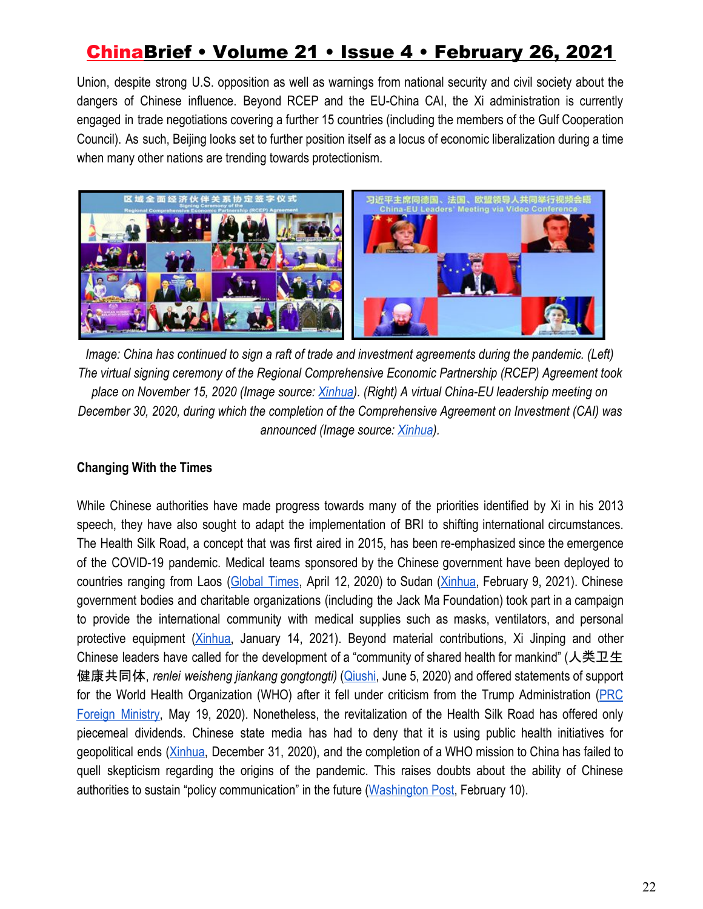Union, despite strong U.S. opposition as well as warnings from national security and civil society about the dangers of Chinese influence. Beyond RCEP and the EU-China CAI, the Xi administration is currently engaged in trade negotiations covering a further 15 countries (including the members of the Gulf Cooperation Council). As such, Beijing looks set to further position itself as a locus of economic liberalization during a time when many other nations are trending towards protectionism.

*Image: China has continued to sign a raft of trade and investment agreements during the pandemic. (Left) The virtual signing ceremony of the Regional Comprehensive Economic Partnership (RCEP) Agreement took place on November 15, 2020 (Image source: Xinhua). (Right) A virtual China-EU leadership meeting on December 30, 2020, during which the completion of the Comprehensive Agreement on Investment (CAI) was announced (Image source: Xinhua).*

**Changing With the Times**

While Chinese authorities have made progress towards many of the priorities identified by Xi in his 2013 speech, they have also sought to adapt the implementation of BRI to shifting international circumstances. The Health Silk Road, a concept that was first aired in 2015, has been re-emphasized since the emergence of the COVID-19 pandemic. Medical teams sponsored by the Chinese government have been deployed to countries ranging from Laos (Global Times, April 12, 2020) to Sudan (Xinhua, February 9, 2021). Chinese government bodies and charitable organizations (including the Jack Ma Foundation) took part in a campaign to provide the international community with medical supplies such as masks, ventilators, and personal protective equipment (Xinhua, January 14, 2021). Beyond material contributions, Xi Jinping and other Chinese leaders have called for the development of a “community of shared health for mankind” (人类卫生健康共同体, *renlei weisheng jiankang gongtongti)* (Qiushi, June 5, 2020) and offered statements of support for the World Health Organization (WHO) after it fell under criticism from the Trump Administration (PRC Foreign Ministry, May 19, 2020). Nonetheless, the revitalization of the Health Silk Road has offered only piecemeal dividends. Chinese state media has had to deny that it is using public health initiatives for geopolitical ends (Xinhua, December 31, 2020), and the completion of a WHO mission to China has failed to quell skepticism regarding the origins of the pandemic. This raises doubts about the ability of Chinese authorities to sustain “policy communication” in the future (Washington Post, February 10).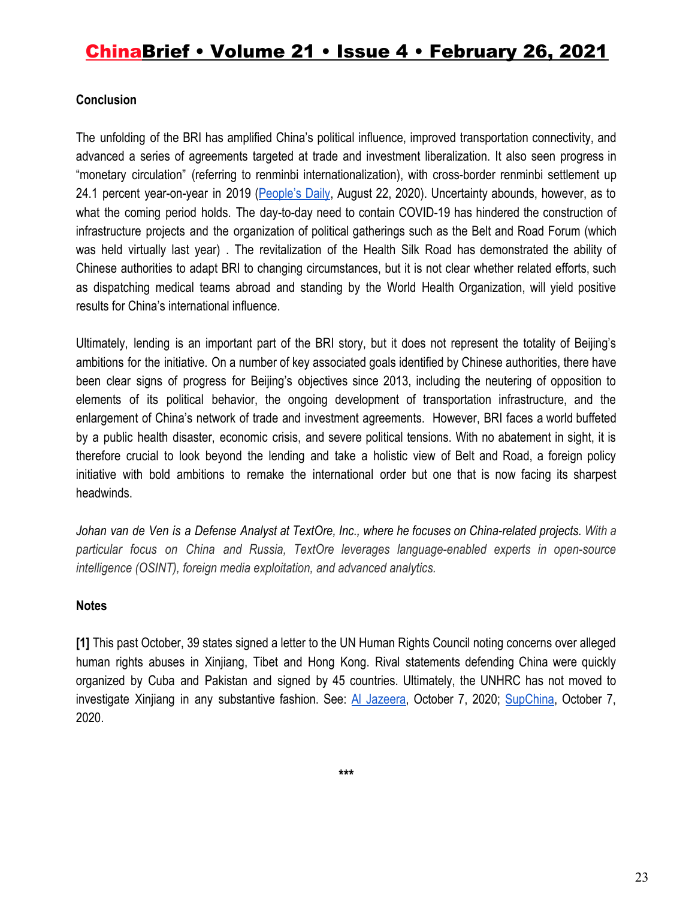**Conclusion**

The unfolding of the BRI has amplified China's political influence, improved transportation connectivity, and advanced a series of agreements targeted at trade and investment liberalization. It also seen progress in "monetary circulation" (referring to renminbi internationalization), with cross-border renminbi settlement up 24.1 percent year-on-year in 2019 (People's Daily, August 22, 2020). Uncertainty abounds, however, as to what the coming period holds. The day-to-day need to contain COVID-19 has hindered the construction of infrastructure projects and the organization of political gatherings such as the Belt and Road Forum (which was held virtually last year) . The revitalization of the Health Silk Road has demonstrated the ability of Chinese authorities to adapt BRI to changing circumstances, but it is not clear whether related efforts, such as dispatching medical teams abroad and standing by the World Health Organization, will yield positive results for China's international influence.

Ultimately, lending is an important part of the BRI story, but it does not represent the totality of Beijing's ambitions for the initiative. On a number of key associated goals identified by Chinese authorities, there have been clear signs of progress for Beijing's objectives since 2013, including the neutering of opposition to elements of its political behavior, the ongoing development of transportation infrastructure, and the enlargement of China's network of trade and investment agreements. However, BRI faces a world buffeted by a public health disaster, economic crisis, and severe political tensions. With no abatement in sight, it is therefore crucial to look beyond the lending and take a holistic view of Belt and Road, a foreign policy initiative with bold ambitions to remake the international order but one that is now facing its sharpest headwinds.

*Johan van de Ven is a Defense Analyst at TextOre, Inc., where he focuses on China-related projects. With a particular focus on China and Russia, TextOre leverages language-enabled experts in open-source intelligence (OSINT), foreign media exploitation, and advanced analytics.*

**Notes**

**[1]** This past October, 39 states signed a letter to the UN Human Rights Council noting concerns over alleged human rights abuses in Xinjiang, Tibet and Hong Kong. Rival statements defending China were quickly organized by Cuba and Pakistan and signed by 45 countries. Ultimately, the UNHRC has not moved to investigate Xinjiang in any substantive fashion. See: Al Jazeera, October 7, 2020; SupChina, October 7, 2020.

***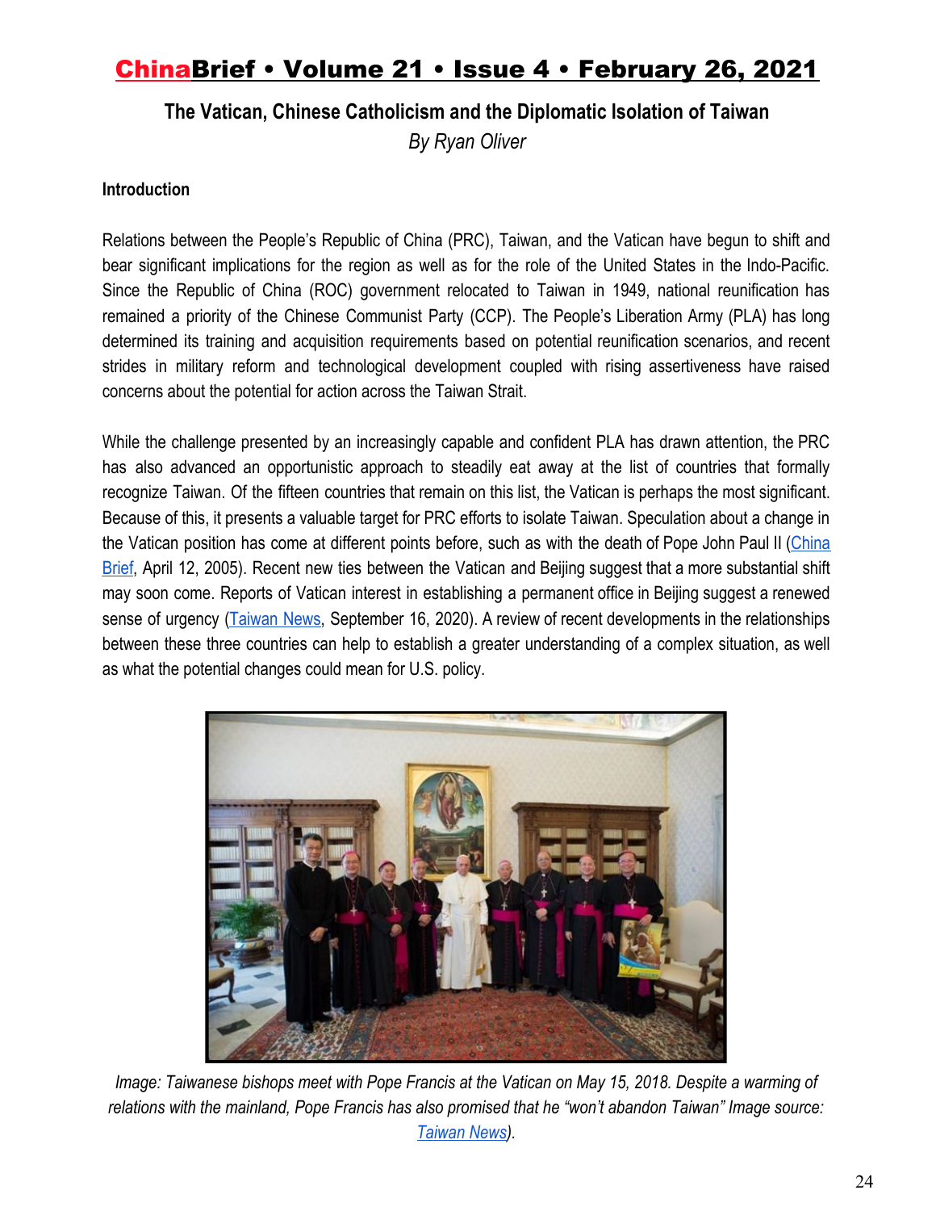## The Vatican, Chinese Catholicism and the Diplomatic Isolation of Taiwan

*By Ryan Oliver*

**Introduction**

Relations between the People's Republic of China (PRC), Taiwan, and the Vatican have begun to shift and bear significant implications for the region as well as for the role of the United States in the Indo-Pacific. Since the Republic of China (ROC) government relocated to Taiwan in 1949, national reunification has remained a priority of the Chinese Communist Party (CCP). The People's Liberation Army (PLA) has long determined its training and acquisition requirements based on potential reunification scenarios, and recent strides in military reform and technological development coupled with rising assertiveness have raised concerns about the potential for action across the Taiwan Strait.

While the challenge presented by an increasingly capable and confident PLA has drawn attention, the PRC has also advanced an opportunistic approach to steadily eat away at the list of countries that formally recognize Taiwan. Of the fifteen countries that remain on this list, the Vatican is perhaps the most significant. Because of this, it presents a valuable target for PRC efforts to isolate Taiwan. Speculation about a change in the Vatican position has come at different points before, such as with the death of Pope John Paul II (China Brief, April 12, 2005). Recent new ties between the Vatican and Beijing suggest that a more substantial shift may soon come. Reports of Vatican interest in establishing a permanent office in Beijing suggest a renewed sense of urgency (Taiwan News, September 16, 2020). A review of recent developments in the relationships between these three countries can help to establish a greater understanding of a complex situation, as well as what the potential changes could mean for U.S. policy.

*Image: Taiwanese bishops meet with Pope Francis at the Vatican on May 15, 2018. Despite a warming of relations with the mainland, Pope Francis has also promised that he "won't abandon Taiwan" Image source: Taiwan News).*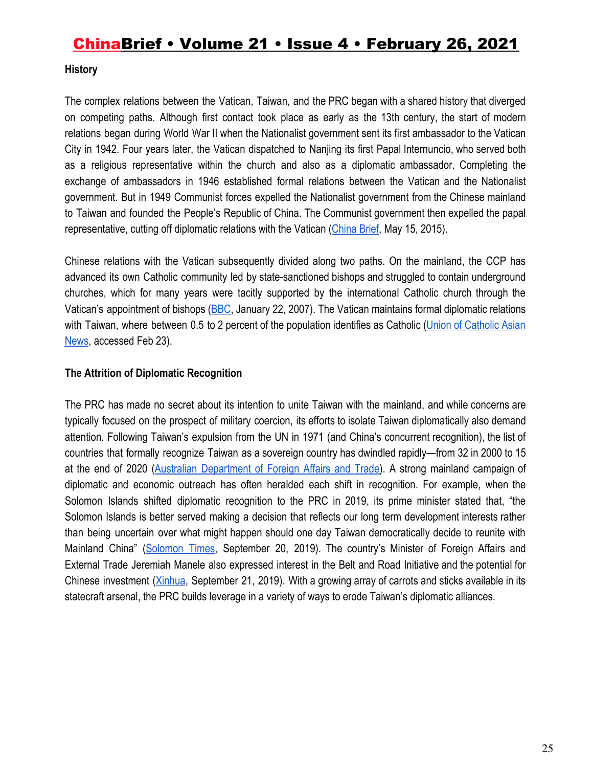## History

The complex relations between the Vatican, Taiwan, and the PRC began with a shared history that diverged on competing paths. Although first contact took place as early as the 13th century, the start of modern relations began during World War II when the Nationalist government sent its first ambassador to the Vatican City in 1942. Four years later, the Vatican dispatched to Nanjing its first Papal Internuncio, who served both as a religious representative within the church and also as a diplomatic ambassador. Completing the exchange of ambassadors in 1946 established formal relations between the Vatican and the Nationalist government. But in 1949 Communist forces expelled the Nationalist government from the Chinese mainland to Taiwan and founded the People's Republic of China. The Communist government then expelled the papal representative, cutting off diplomatic relations with the Vatican (China Brief, May 15, 2015).

Chinese relations with the Vatican subsequently divided along two paths. On the mainland, the CCP has advanced its own Catholic community led by state-sanctioned bishops and struggled to contain underground churches, which for many years were tacitly supported by the international Catholic church through the Vatican's appointment of bishops (BBC, January 22, 2007). The Vatican maintains formal diplomatic relations with Taiwan, where between 0.5 to 2 percent of the population identifies as Catholic (Union of Catholic Asian News, accessed Feb 23).

## The Attrition of Diplomatic Recognition

The PRC has made no secret about its intention to unite Taiwan with the mainland, and while concerns are typically focused on the prospect of military coercion, its efforts to isolate Taiwan diplomatically also demand attention. Following Taiwan's expulsion from the UN in 1971 (and China's concurrent recognition), the list of countries that formally recognize Taiwan as a sovereign country has dwindled rapidly—from 32 in 2000 to 15 at the end of 2020 (Australian Department of Foreign Affairs and Trade). A strong mainland campaign of diplomatic and economic outreach has often heralded each shift in recognition. For example, when the Solomon Islands shifted diplomatic recognition to the PRC in 2019, its prime minister stated that, "the Solomon Islands is better served making a decision that reflects our long term development interests rather than being uncertain over what might happen should one day Taiwan democratically decide to reunite with Mainland China" (Solomon Times, September 20, 2019). The country's Minister of Foreign Affairs and External Trade Jeremiah Manele also expressed interest in the Belt and Road Initiative and the potential for Chinese investment (Xinhua, September 21, 2019). With a growing array of carrots and sticks available in its statecraft arsenal, the PRC builds leverage in a variety of ways to erode Taiwan's diplomatic alliances.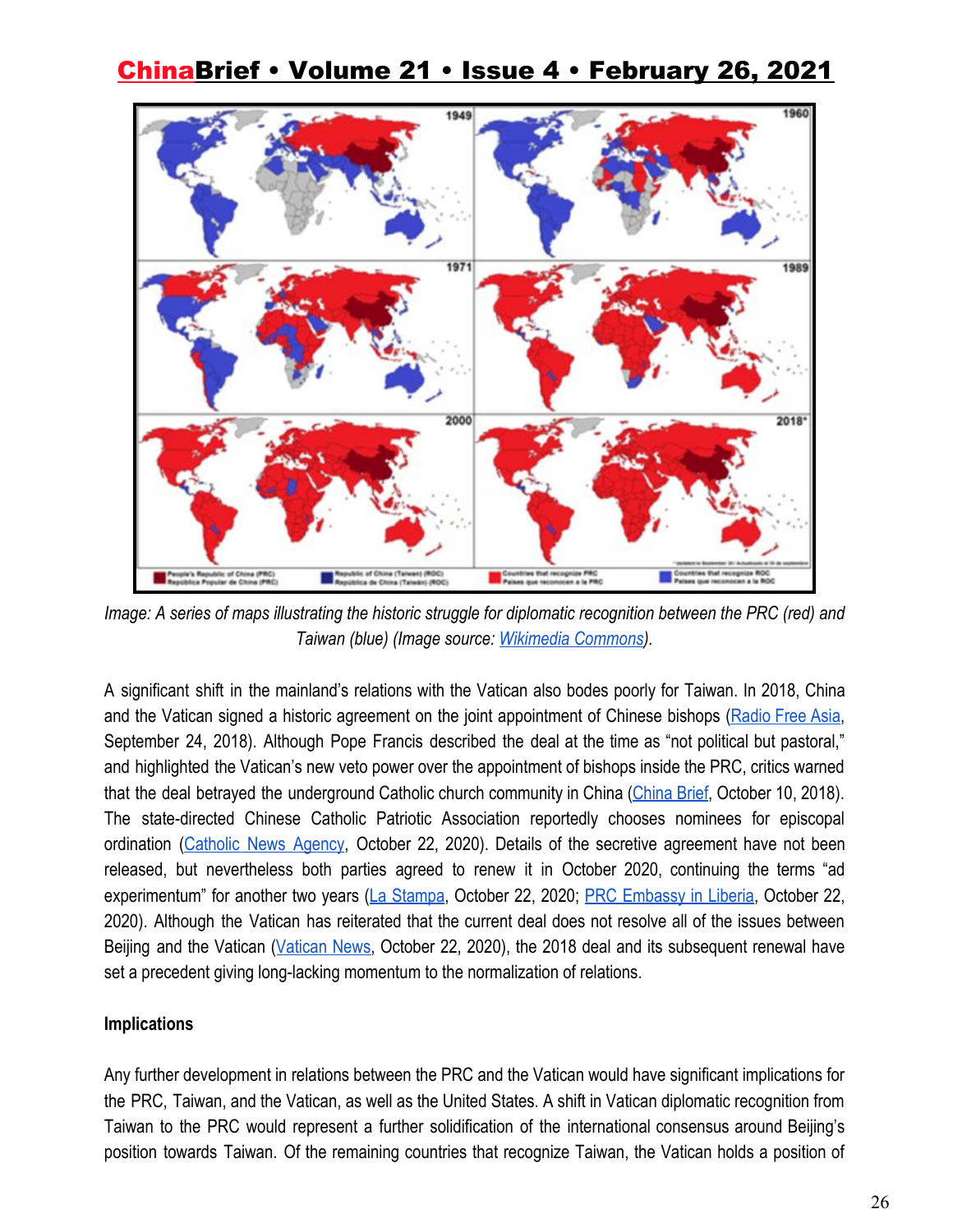Image: A series of maps illustrating the historic struggle for diplomatic recognition between the PRC (red) and Taiwan (blue) (Image source: Wikimedia Commons).

A significant shift in the mainland's relations with the Vatican also bodes poorly for Taiwan. In 2018, China and the Vatican signed a historic agreement on the joint appointment of Chinese bishops (Radio Free Asia, September 24, 2018). Although Pope Francis described the deal at the time as "not political but pastoral," and highlighted the Vatican's new veto power over the appointment of bishops inside the PRC, critics warned that the deal betrayed the underground Catholic church community in China (China Brief, October 10, 2018). The state-directed Chinese Catholic Patriotic Association reportedly chooses nominees for episcopal ordination (Catholic News Agency, October 22, 2020). Details of the secretive agreement have not been released, but nevertheless both parties agreed to renew it in October 2020, continuing the terms "ad experimentum" for another two years (La Stampa, October 22, 2020; PRC Embassy in Liberia, October 22, 2020). Although the Vatican has reiterated that the current deal does not resolve all of the issues between Beijing and the Vatican (Vatican News, October 22, 2020), the 2018 deal and its subsequent renewal have set a precedent giving long-lacking momentum to the normalization of relations.

**Implications**

Any further development in relations between the PRC and the Vatican would have significant implications for the PRC, Taiwan, and the Vatican, as well as the United States. A shift in Vatican diplomatic recognition from Taiwan to the PRC would represent a further solidification of the international consensus around Beijing's position towards Taiwan. Of the remaining countries that recognize Taiwan, the Vatican holds a position of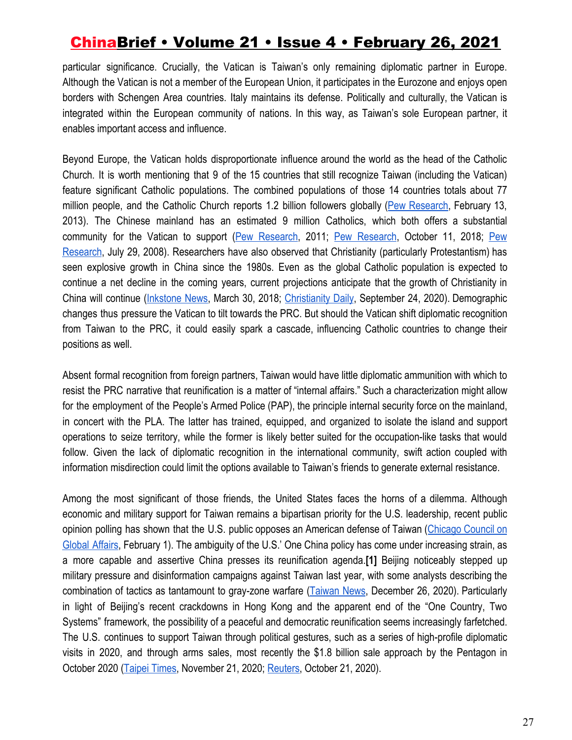particular significance. Crucially, the Vatican is Taiwan's only remaining diplomatic partner in Europe. Although the Vatican is not a member of the European Union, it participates in the Eurozone and enjoys open borders with Schengen Area countries. Italy maintains its defense. Politically and culturally, the Vatican is integrated within the European community of nations. In this way, as Taiwan's sole European partner, it enables important access and influence.

Beyond Europe, the Vatican holds disproportionate influence around the world as the head of the Catholic Church. It is worth mentioning that 9 of the 15 countries that still recognize Taiwan (including the Vatican) feature significant Catholic populations. The combined populations of those 14 countries totals about 77 million people, and the Catholic Church reports 1.2 billion followers globally (Pew Research, February 13, 2013). The Chinese mainland has an estimated 9 million Catholics, which both offers a substantial community for the Vatican to support (Pew Research, 2011; Pew Research, October 11, 2018; Pew Research, July 29, 2008). Researchers have also observed that Christianity (particularly Protestantism) has seen explosive growth in China since the 1980s. Even as the global Catholic population is expected to continue a net decline in the coming years, current projections anticipate that the growth of Christianity in China will continue (Inkstone News, March 30, 2018; Christianity Daily, September 24, 2020). Demographic changes thus pressure the Vatican to tilt towards the PRC. But should the Vatican shift diplomatic recognition from Taiwan to the PRC, it could easily spark a cascade, influencing Catholic countries to change their positions as well.

Absent formal recognition from foreign partners, Taiwan would have little diplomatic ammunition with which to resist the PRC narrative that reunification is a matter of "internal affairs." Such a characterization might allow for the employment of the People's Armed Police (PAP), the principle internal security force on the mainland, in concert with the PLA. The latter has trained, equipped, and organized to isolate the island and support operations to seize territory, while the former is likely better suited for the occupation-like tasks that would follow. Given the lack of diplomatic recognition in the international community, swift action coupled with information misdirection could limit the options available to Taiwan's friends to generate external resistance.

Among the most significant of those friends, the United States faces the horns of a dilemma. Although economic and military support for Taiwan remains a bipartisan priority for the U.S. leadership, recent public opinion polling has shown that the U.S. public opposes an American defense of Taiwan (Chicago Council on Global Affairs, February 1). The ambiguity of the U.S.' One China policy has come under increasing strain, as a more capable and assertive China presses its reunification agenda.**[1]** Beijing noticeably stepped up military pressure and disinformation campaigns against Taiwan last year, with some analysts describing the combination of tactics as tantamount to gray-zone warfare (Taiwan News, December 26, 2020). Particularly in light of Beijing's recent crackdowns in Hong Kong and the apparent end of the "One Country, Two Systems" framework, the possibility of a peaceful and democratic reunification seems increasingly farfetched. The U.S. continues to support Taiwan through political gestures, such as a series of high-profile diplomatic visits in 2020, and through arms sales, most recently the $1.8 billion sale approach by the Pentagon in October 2020 (Taipei Times, November 21, 2020; Reuters, October 21, 2020).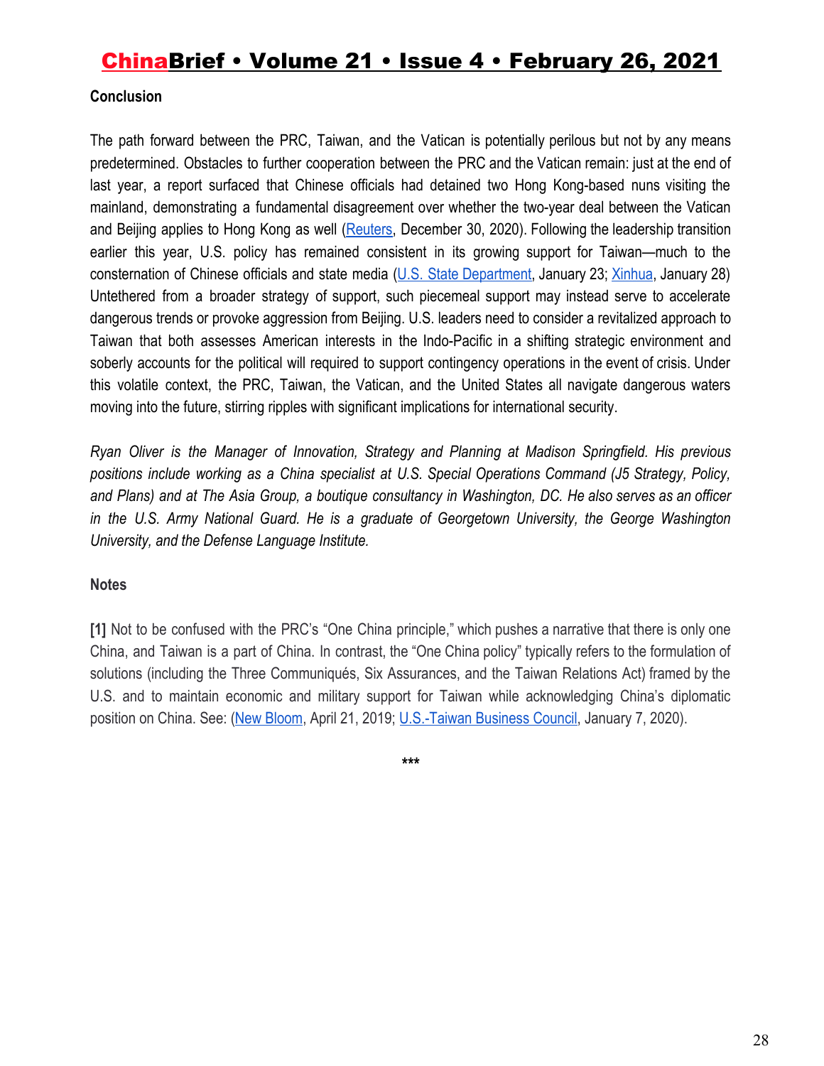### Conclusion

The path forward between the PRC, Taiwan, and the Vatican is potentially perilous but not by any means predetermined. Obstacles to further cooperation between the PRC and the Vatican remain: just at the end of last year, a report surfaced that Chinese officials had detained two Hong Kong-based nuns visiting the mainland, demonstrating a fundamental disagreement over whether the two-year deal between the Vatican and Beijing applies to Hong Kong as well (Reuters, December 30, 2020). Following the leadership transition earlier this year, U.S. policy has remained consistent in its growing support for Taiwan—much to the consternation of Chinese officials and state media (U.S. State Department, January 23; Xinhua, January 28) Untethered from a broader strategy of support, such piecemeal support may instead serve to accelerate dangerous trends or provoke aggression from Beijing. U.S. leaders need to consider a revitalized approach to Taiwan that both assesses American interests in the Indo-Pacific in a shifting strategic environment and soberly accounts for the political will required to support contingency operations in the event of crisis. Under this volatile context, the PRC, Taiwan, the Vatican, and the United States all navigate dangerous waters moving into the future, stirring ripples with significant implications for international security.

*Ryan Oliver is the Manager of Innovation, Strategy and Planning at Madison Springfield. His previous positions include working as a China specialist at U.S. Special Operations Command (J5 Strategy, Policy, and Plans) and at The Asia Group, a boutique consultancy in Washington, DC. He also serves as an officer in the U.S. Army National Guard. He is a graduate of Georgetown University, the George Washington University, and the Defense Language Institute.*

### Notes

**[1]** Not to be confused with the PRC's "One China principle," which pushes a narrative that there is only one China, and Taiwan is a part of China. In contrast, the "One China policy" typically refers to the formulation of solutions (including the Three Communiqués, Six Assurances, and the Taiwan Relations Act) framed by the U.S. and to maintain economic and military support for Taiwan while acknowledging China's diplomatic position on China. See: (New Bloom, April 21, 2019; U.S.-Taiwan Business Council, January 7, 2020).

***